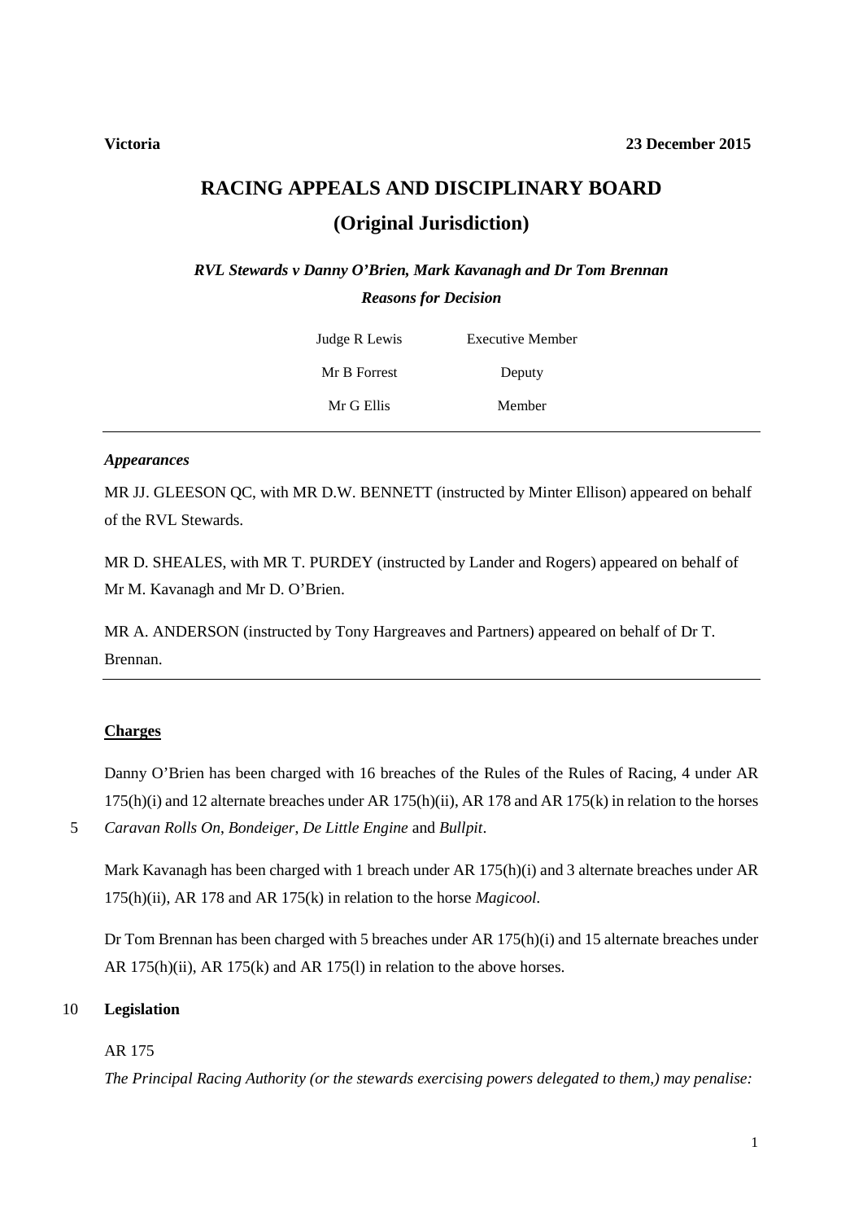**Victoria** **23 December 2015**

# RACING APPEALS AND DISCIPLINARY BOARD

## (Original Jurisdiction)

***RVL Stewards v Danny O'Brien, Mark Kavanagh and Dr Tom Brennan***

***Reasons for Decision***

| | |
|---|---|
| Judge R Lewis | Executive Member |
| Mr B Forrest | Deputy |
| Mr G Ellis | Member |

---

### *Appearances*

MR JJ. GLEESON QC, with MR D.W. BENNETT (instructed by Minter Ellison) appeared on behalf of the RVL Stewards.

MR D. SHEALES, with MR T. PURDEY (instructed by Lander and Rogers) appeared on behalf of Mr M. Kavanagh and Mr D. O'Brien.

MR A. ANDERSON (instructed by Tony Hargreaves and Partners) appeared on behalf of Dr T. Brennan.

---

### Charges

Danny O'Brien has been charged with 16 breaches of the Rules of the Rules of Racing, 4 under AR 175(h)(i) and 12 alternate breaches under AR 175(h)(ii), AR 178 and AR 175(k) in relation to the horses *Caravan Rolls On*, *Bondeiger*, *De Little Engine* and *Bullpit*.

Mark Kavanagh has been charged with 1 breach under AR 175(h)(i) and 3 alternate breaches under AR 175(h)(ii), AR 178 and AR 175(k) in relation to the horse *Magicool*.

Dr Tom Brennan has been charged with 5 breaches under AR 175(h)(i) and 15 alternate breaches under AR 175(h)(ii), AR 175(k) and AR 175(l) in relation to the above horses.

### Legislation

AR 175

*The Principal Racing Authority (or the stewards exercising powers delegated to them,) may penalise:*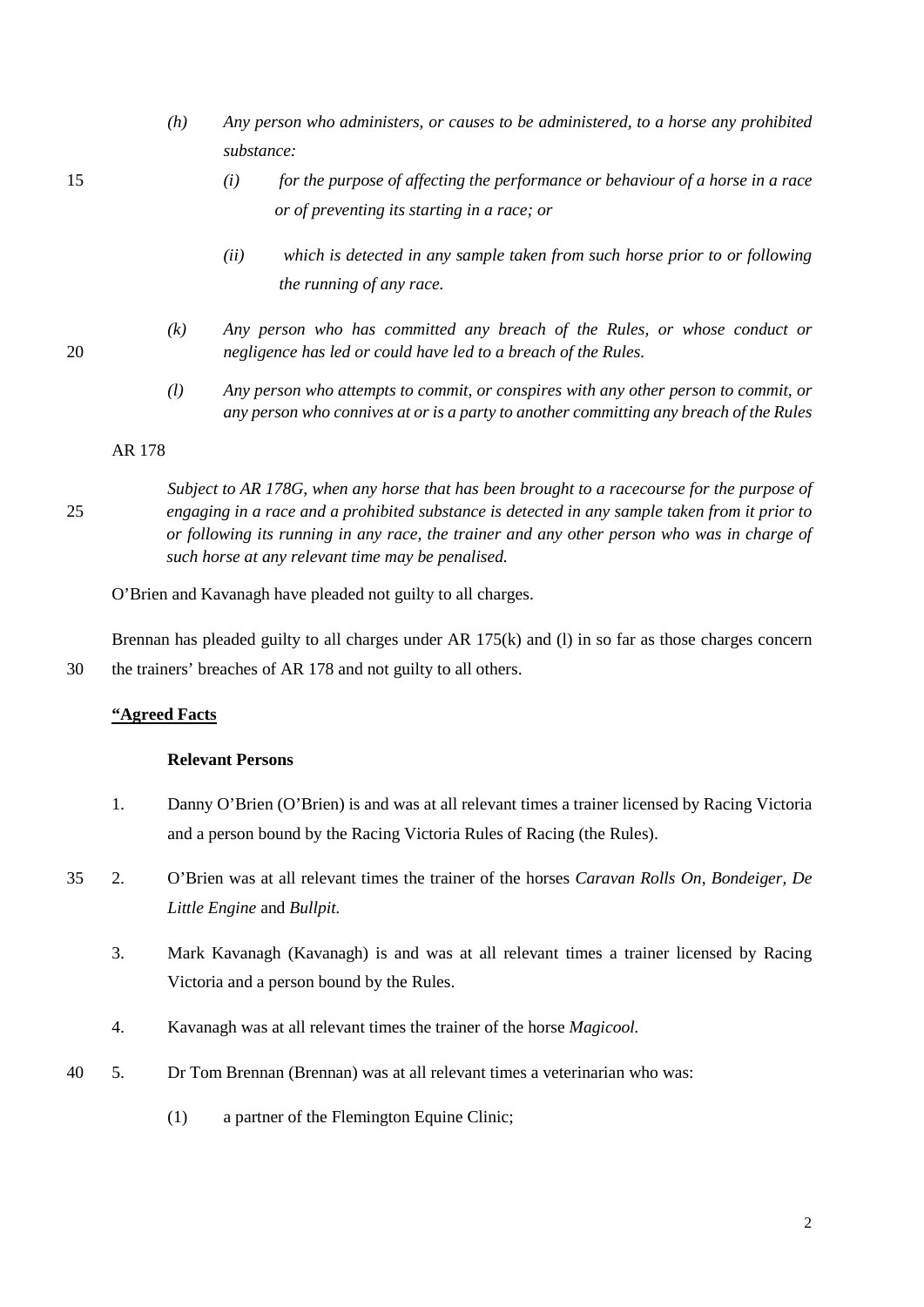*(h) Any person who administers, or causes to be administered, to a horse any prohibited substance:*

*(i) for the purpose of affecting the performance or behaviour of a horse in a race or of preventing its starting in a race; or*

*(ii) which is detected in any sample taken from such horse prior to or following the running of any race.*

*(k) Any person who has committed any breach of the Rules, or whose conduct or negligence has led or could have led to a breach of the Rules.*

*(l) Any person who attempts to commit, or conspires with any other person to commit, or any person who connives at or is a party to another committing any breach of the Rules*

AR 178

*Subject to AR 178G, when any horse that has been brought to a racecourse for the purpose of engaging in a race and a prohibited substance is detected in any sample taken from it prior to or following its running in any race, the trainer and any other person who was in charge of such horse at any relevant time may be penalised.*

O'Brien and Kavanagh have pleaded not guilty to all charges.

Brennan has pleaded guilty to all charges under AR 175(k) and (l) in so far as those charges concern the trainers' breaches of AR 178 and not guilty to all others.

**"Agreed Facts**

**Relevant Persons**

1. Danny O'Brien (O'Brien) is and was at all relevant times a trainer licensed by Racing Victoria and a person bound by the Racing Victoria Rules of Racing (the Rules).

2. O'Brien was at all relevant times the trainer of the horses *Caravan Rolls On*, *Bondeiger, De Little Engine* and *Bullpit.*

3. Mark Kavanagh (Kavanagh) is and was at all relevant times a trainer licensed by Racing Victoria and a person bound by the Rules.

4. Kavanagh was at all relevant times the trainer of the horse *Magicool.*

5. Dr Tom Brennan (Brennan) was at all relevant times a veterinarian who was:

   (1) a partner of the Flemington Equine Clinic;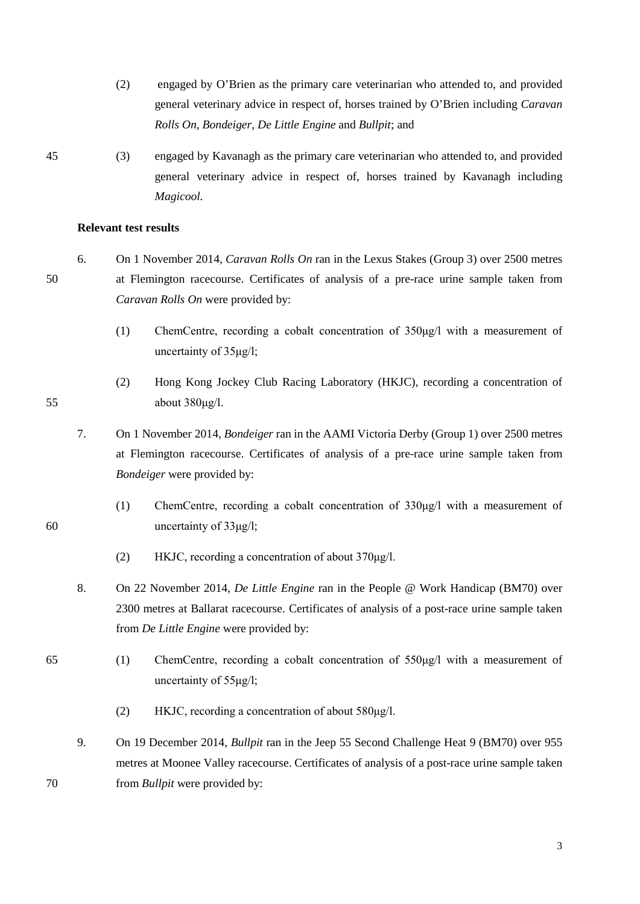(2) engaged by O'Brien as the primary care veterinarian who attended to, and provided general veterinary advice in respect of, horses trained by O'Brien including *Caravan Rolls On*, *Bondeiger*, *De Little Engine* and *Bullpit*; and

(3) engaged by Kavanagh as the primary care veterinarian who attended to, and provided general veterinary advice in respect of, horses trained by Kavanagh including *Magicool*.

**Relevant test results**

6. On 1 November 2014, *Caravan Rolls On* ran in the Lexus Stakes (Group 3) over 2500 metres at Flemington racecourse. Certificates of analysis of a pre-race urine sample taken from *Caravan Rolls On* were provided by:

   (1) ChemCentre, recording a cobalt concentration of 350μg/l with a measurement of uncertainty of 35μg/l;

   (2) Hong Kong Jockey Club Racing Laboratory (HKJC), recording a concentration of about 380μg/l.

7. On 1 November 2014, *Bondeiger* ran in the AAMI Victoria Derby (Group 1) over 2500 metres at Flemington racecourse. Certificates of analysis of a pre-race urine sample taken from *Bondeiger* were provided by:

   (1) ChemCentre, recording a cobalt concentration of 330μg/l with a measurement of uncertainty of 33μg/l;

   (2) HKJC, recording a concentration of about 370μg/l.

8. On 22 November 2014, *De Little Engine* ran in the People @ Work Handicap (BM70) over 2300 metres at Ballarat racecourse. Certificates of analysis of a post-race urine sample taken from *De Little Engine* were provided by:

   (1) ChemCentre, recording a cobalt concentration of 550μg/l with a measurement of uncertainty of 55μg/l;

   (2) HKJC, recording a concentration of about 580μg/l.

9. On 19 December 2014, *Bullpit* ran in the Jeep 55 Second Challenge Heat 9 (BM70) over 955 metres at Moonee Valley racecourse. Certificates of analysis of a post-race urine sample taken from *Bullpit* were provided by: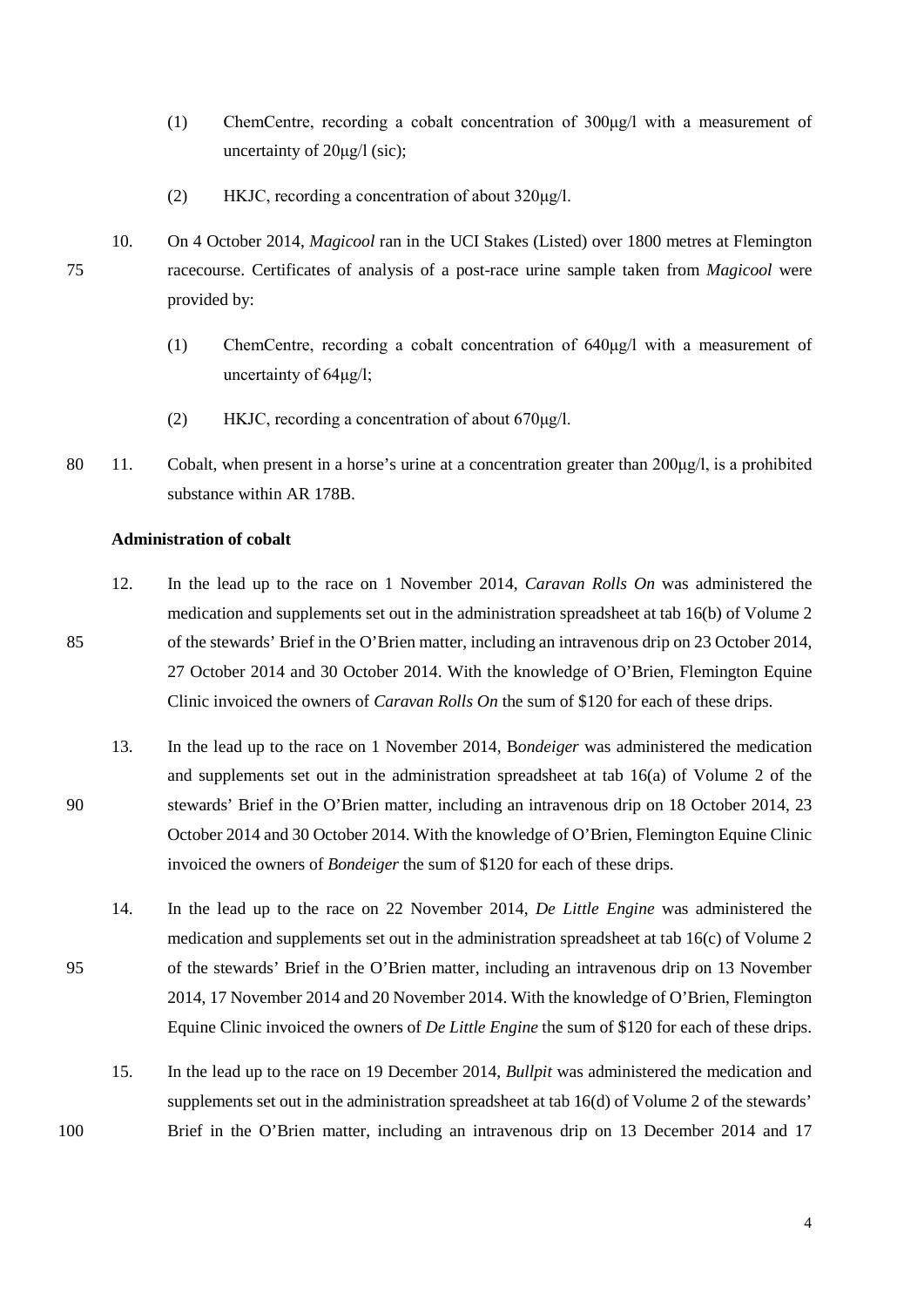(1) ChemCentre, recording a cobalt concentration of 300μg/l with a measurement of uncertainty of 20μg/l (sic);

(2) HKJC, recording a concentration of about 320μg/l.

10. On 4 October 2014, *Magicool* ran in the UCI Stakes (Listed) over 1800 metres at Flemington racecourse. Certificates of analysis of a post-race urine sample taken from *Magicool* were provided by:

(1) ChemCentre, recording a cobalt concentration of 640μg/l with a measurement of uncertainty of 64μg/l;

(2) HKJC, recording a concentration of about 670μg/l.

11. Cobalt, when present in a horse's urine at a concentration greater than 200μg/l, is a prohibited substance within AR 178B.

**Administration of cobalt**

12. In the lead up to the race on 1 November 2014, *Caravan Rolls On* was administered the medication and supplements set out in the administration spreadsheet at tab 16(b) of Volume 2 of the stewards' Brief in the O'Brien matter, including an intravenous drip on 23 October 2014, 27 October 2014 and 30 October 2014. With the knowledge of O'Brien, Flemington Equine Clinic invoiced the owners of *Caravan Rolls On* the sum of $120 for each of these drips.

13. In the lead up to the race on 1 November 2014, B*ondeiger* was administered the medication and supplements set out in the administration spreadsheet at tab 16(a) of Volume 2 of the stewards' Brief in the O'Brien matter, including an intravenous drip on 18 October 2014, 23 October 2014 and 30 October 2014. With the knowledge of O'Brien, Flemington Equine Clinic invoiced the owners of *Bondeiger* the sum of $120 for each of these drips.

14. In the lead up to the race on 22 November 2014, *De Little Engine* was administered the medication and supplements set out in the administration spreadsheet at tab 16(c) of Volume 2 of the stewards' Brief in the O'Brien matter, including an intravenous drip on 13 November 2014, 17 November 2014 and 20 November 2014. With the knowledge of O'Brien, Flemington Equine Clinic invoiced the owners of *De Little Engine* the sum of $120 for each of these drips.

15. In the lead up to the race on 19 December 2014, *Bullpit* was administered the medication and supplements set out in the administration spreadsheet at tab 16(d) of Volume 2 of the stewards' Brief in the O'Brien matter, including an intravenous drip on 13 December 2014 and 17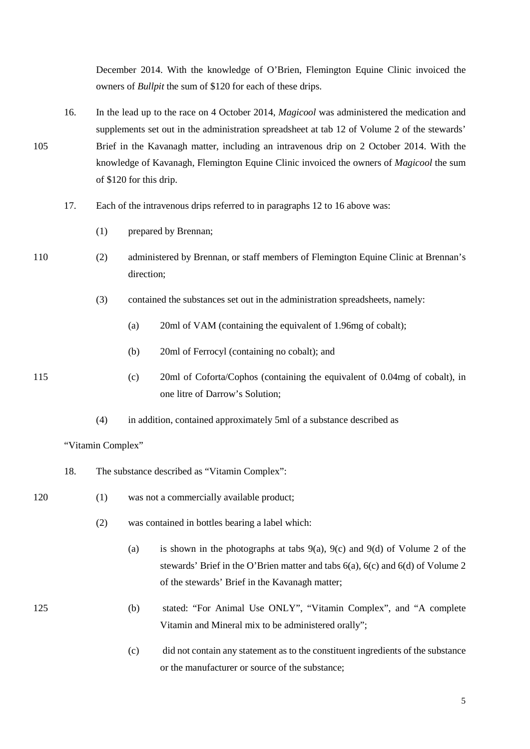December 2014. With the knowledge of O'Brien, Flemington Equine Clinic invoiced the owners of *Bullpit* the sum of $120 for each of these drips.

16. In the lead up to the race on 4 October 2014, *Magicool* was administered the medication and supplements set out in the administration spreadsheet at tab 12 of Volume 2 of the stewards' Brief in the Kavanagh matter, including an intravenous drip on 2 October 2014. With the knowledge of Kavanagh, Flemington Equine Clinic invoiced the owners of *Magicool* the sum of $120 for this drip.

17. Each of the intravenous drips referred to in paragraphs 12 to 16 above was:

    (1) prepared by Brennan;

    (2) administered by Brennan, or staff members of Flemington Equine Clinic at Brennan's direction;

    (3) contained the substances set out in the administration spreadsheets, namely:

        (a) 20ml of VAM (containing the equivalent of 1.96mg of cobalt);

        (b) 20ml of Ferrocyl (containing no cobalt); and

        (c) 20ml of Coforta/Cophos (containing the equivalent of 0.04mg of cobalt), in one litre of Darrow's Solution;

    (4) in addition, contained approximately 5ml of a substance described as

"Vitamin Complex"

18. The substance described as "Vitamin Complex":

    (1) was not a commercially available product;

    (2) was contained in bottles bearing a label which:

        (a) is shown in the photographs at tabs 9(a), 9(c) and 9(d) of Volume 2 of the stewards' Brief in the O'Brien matter and tabs 6(a), 6(c) and 6(d) of Volume 2 of the stewards' Brief in the Kavanagh matter;

        (b) stated: "For Animal Use ONLY", "Vitamin Complex", and "A complete Vitamin and Mineral mix to be administered orally";

        (c) did not contain any statement as to the constituent ingredients of the substance or the manufacturer or source of the substance;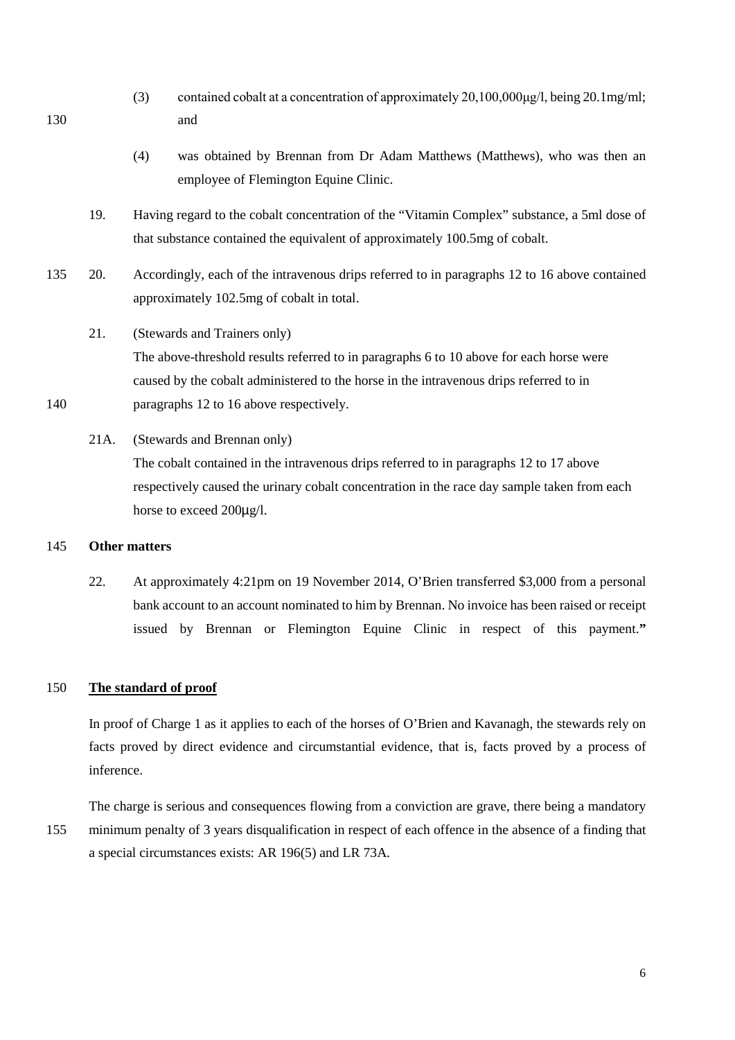(3) contained cobalt at a concentration of approximately 20,100,000µg/l, being 20.1mg/ml; and

(4) was obtained by Brennan from Dr Adam Matthews (Matthews), who was then an employee of Flemington Equine Clinic.

19. Having regard to the cobalt concentration of the "Vitamin Complex" substance, a 5ml dose of that substance contained the equivalent of approximately 100.5mg of cobalt.

20. Accordingly, each of the intravenous drips referred to in paragraphs 12 to 16 above contained approximately 102.5mg of cobalt in total.

21. (Stewards and Trainers only)
The above-threshold results referred to in paragraphs 6 to 10 above for each horse were caused by the cobalt administered to the horse in the intravenous drips referred to in paragraphs 12 to 16 above respectively.

21A. (Stewards and Brennan only)
The cobalt contained in the intravenous drips referred to in paragraphs 12 to 17 above respectively caused the urinary cobalt concentration in the race day sample taken from each horse to exceed 200µg/l.

**Other matters**

22. At approximately 4:21pm on 19 November 2014, O'Brien transferred $3,000 from a personal bank account to an account nominated to him by Brennan. No invoice has been raised or receipt issued by Brennan or Flemington Equine Clinic in respect of this payment.**"**

**<u>The standard of proof</u>**

In proof of Charge 1 as it applies to each of the horses of O'Brien and Kavanagh, the stewards rely on facts proved by direct evidence and circumstantial evidence, that is, facts proved by a process of inference.

The charge is serious and consequences flowing from a conviction are grave, there being a mandatory minimum penalty of 3 years disqualification in respect of each offence in the absence of a finding that a special circumstances exists: AR 196(5) and LR 73A.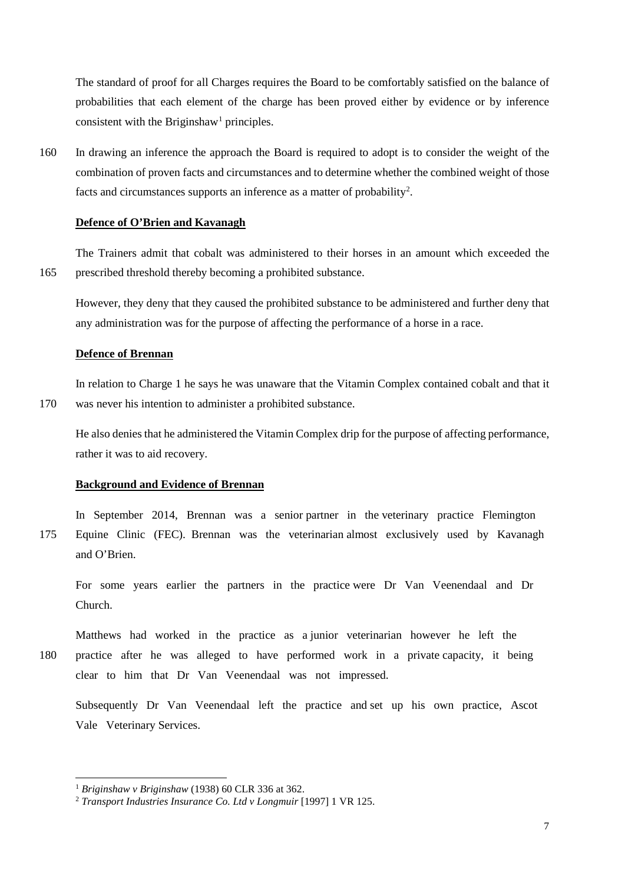The standard of proof for all Charges requires the Board to be comfortably satisfied on the balance of probabilities that each element of the charge has been proved either by evidence or by inference consistent with the Briginshaw[1] principles.

In drawing an inference the approach the Board is required to adopt is to consider the weight of the combination of proven facts and circumstances and to determine whether the combined weight of those facts and circumstances supports an inference as a matter of probability[2].

**Defence of O'Brien and Kavanagh**

The Trainers admit that cobalt was administered to their horses in an amount which exceeded the prescribed threshold thereby becoming a prohibited substance.

However, they deny that they caused the prohibited substance to be administered and further deny that any administration was for the purpose of affecting the performance of a horse in a race.

**Defence of Brennan**

In relation to Charge 1 he says he was unaware that the Vitamin Complex contained cobalt and that it was never his intention to administer a prohibited substance.

He also denies that he administered the Vitamin Complex drip for the purpose of affecting performance, rather it was to aid recovery.

**Background and Evidence of Brennan**

In September 2014, Brennan was a senior partner in the veterinary practice Flemington Equine Clinic (FEC). Brennan was the veterinarian almost exclusively used by Kavanagh and O'Brien.

For some years earlier the partners in the practice were Dr Van Veenendaal and Dr Church.

Matthews had worked in the practice as a junior veterinarian however he left the practice after he was alleged to have performed work in a private capacity, it being clear to him that Dr Van Veenendaal was not impressed.

Subsequently Dr Van Veenendaal left the practice and set up his own practice, Ascot Vale Veterinary Services.

---

[1] *Briginshaw v Briginshaw* (1938) 60 CLR 336 at 362.

[2] *Transport Industries Insurance Co. Ltd v Longmuir* [1997] 1 VR 125.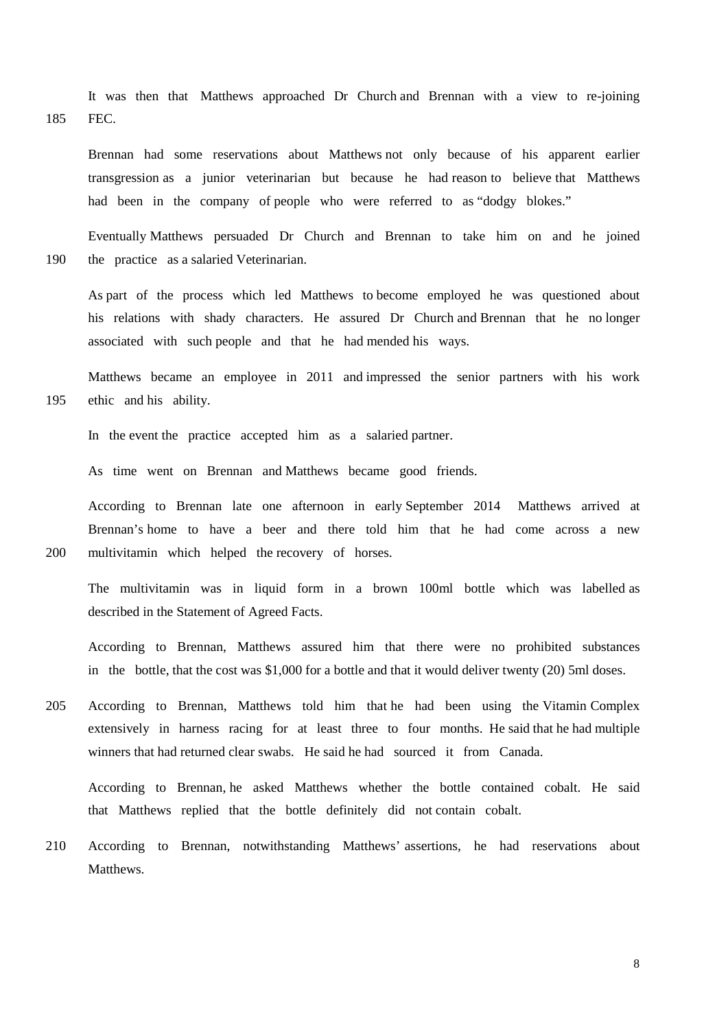It was then that Matthews approached Dr Church and Brennan with a view to re-joining FEC.

Brennan had some reservations about Matthews not only because of his apparent earlier transgression as a junior veterinarian but because he had reason to believe that Matthews had been in the company of people who were referred to as "dodgy blokes."

Eventually Matthews persuaded Dr Church and Brennan to take him on and he joined the practice as a salaried Veterinarian.

As part of the process which led Matthews to become employed he was questioned about his relations with shady characters. He assured Dr Church and Brennan that he no longer associated with such people and that he had mended his ways.

Matthews became an employee in 2011 and impressed the senior partners with his work ethic and his ability.

In the event the practice accepted him as a salaried partner.

As time went on Brennan and Matthews became good friends.

According to Brennan late one afternoon in early September 2014 Matthews arrived at Brennan's home to have a beer and there told him that he had come across a new multivitamin which helped the recovery of horses.

The multivitamin was in liquid form in a brown 100ml bottle which was labelled as described in the Statement of Agreed Facts.

According to Brennan, Matthews assured him that there were no prohibited substances in the bottle, that the cost was $1,000 for a bottle and that it would deliver twenty (20) 5ml doses.

According to Brennan, Matthews told him that he had been using the Vitamin Complex extensively in harness racing for at least three to four months. He said that he had multiple winners that had returned clear swabs. He said he had sourced it from Canada.

According to Brennan, he asked Matthews whether the bottle contained cobalt. He said that Matthews replied that the bottle definitely did not contain cobalt.

According to Brennan, notwithstanding Matthews' assertions, he had reservations about Matthews.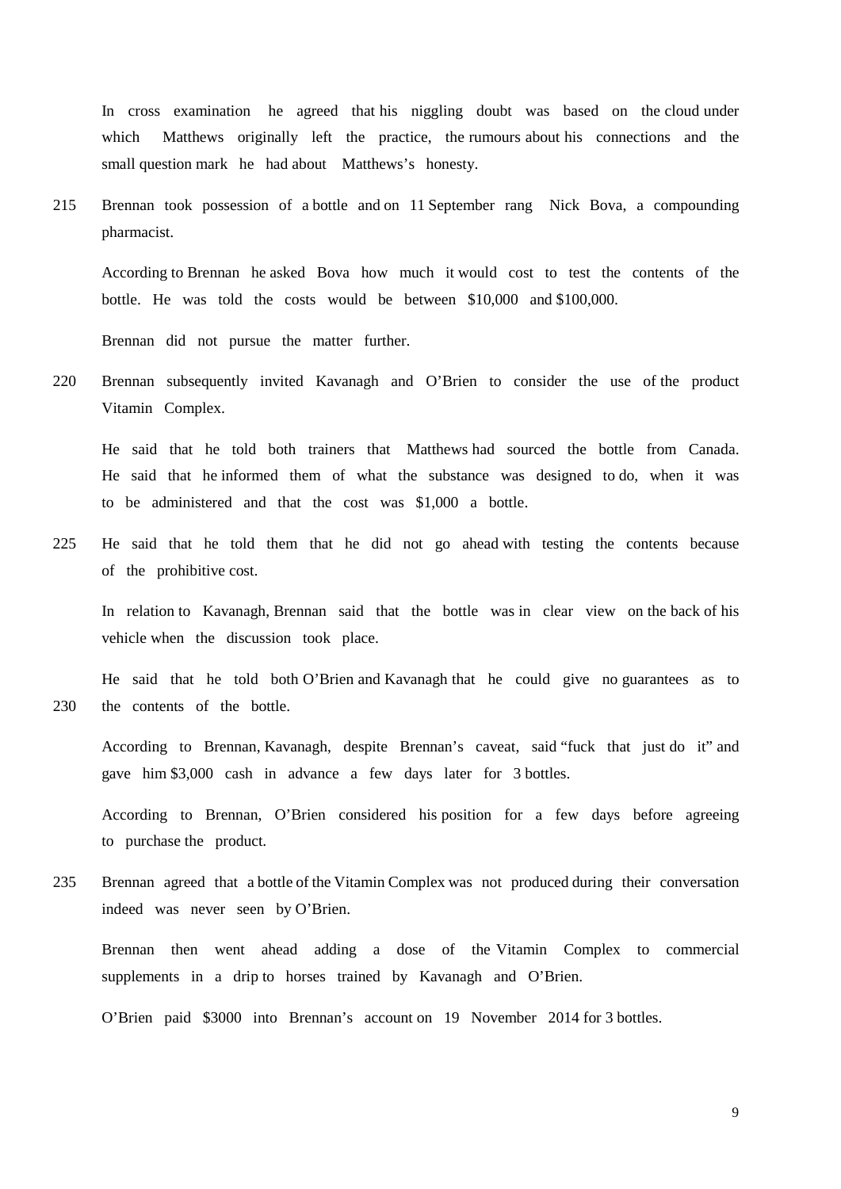In cross examination he agreed that his niggling doubt was based on the cloud under which Matthews originally left the practice, the rumours about his connections and the small question mark he had about Matthews's honesty.

Brennan took possession of a bottle and on 11 September rang Nick Bova, a compounding pharmacist.

According to Brennan he asked Bova how much it would cost to test the contents of the bottle. He was told the costs would be between $10,000 and $100,000.

Brennan did not pursue the matter further.

Brennan subsequently invited Kavanagh and O'Brien to consider the use of the product Vitamin Complex.

He said that he told both trainers that Matthews had sourced the bottle from Canada. He said that he informed them of what the substance was designed to do, when it was to be administered and that the cost was $1,000 a bottle.

He said that he told them that he did not go ahead with testing the contents because of the prohibitive cost.

In relation to Kavanagh, Brennan said that the bottle was in clear view on the back of his vehicle when the discussion took place.

He said that he told both O'Brien and Kavanagh that he could give no guarantees as to the contents of the bottle.

According to Brennan, Kavanagh, despite Brennan's caveat, said "fuck that just do it" and gave him $3,000 cash in advance a few days later for 3 bottles.

According to Brennan, O'Brien considered his position for a few days before agreeing to purchase the product.

Brennan agreed that a bottle of the Vitamin Complex was not produced during their conversation indeed was never seen by O'Brien.

Brennan then went ahead adding a dose of the Vitamin Complex to commercial supplements in a drip to horses trained by Kavanagh and O'Brien.

O'Brien paid $3000 into Brennan's account on 19 November 2014 for 3 bottles.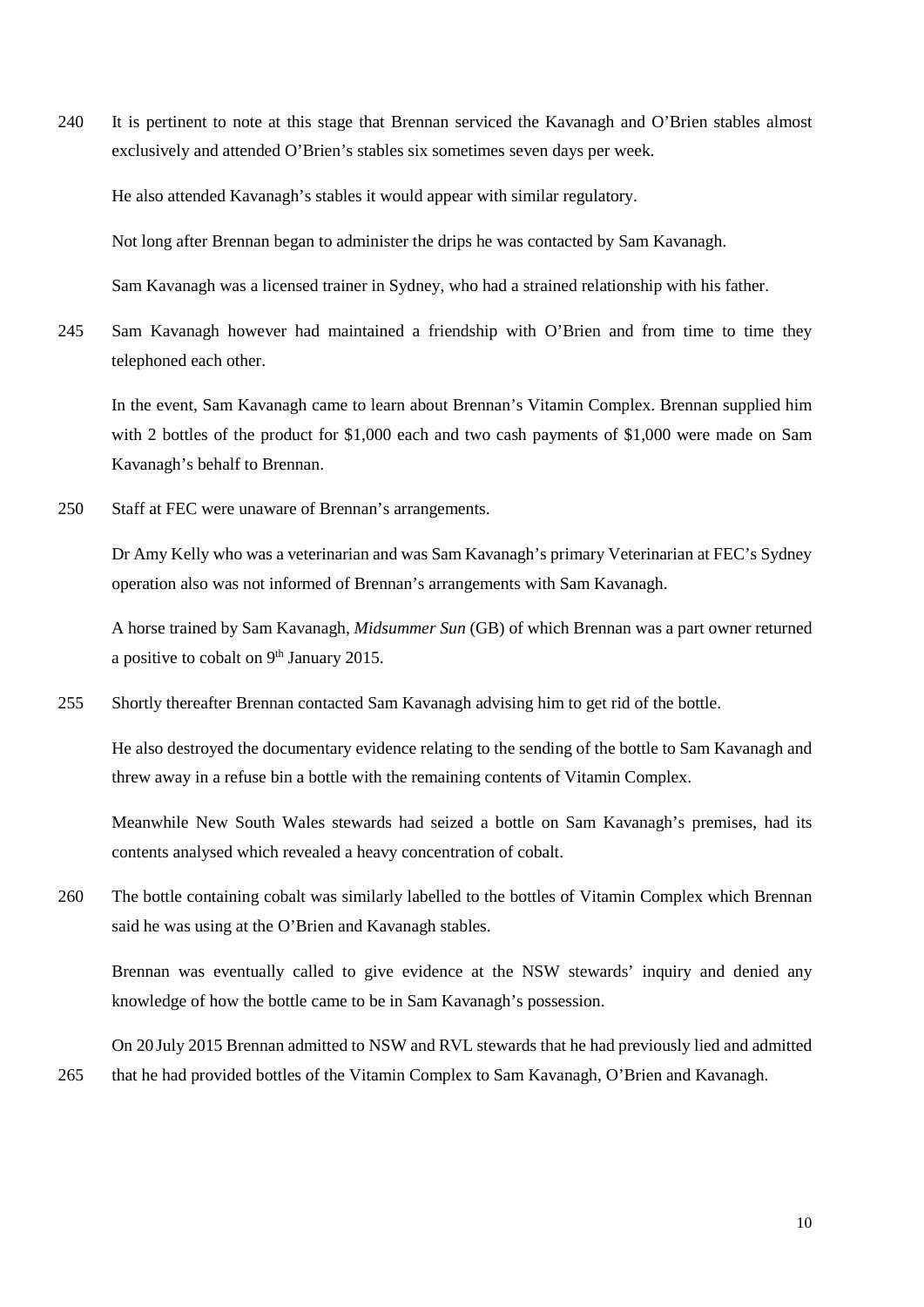It is pertinent to note at this stage that Brennan serviced the Kavanagh and O'Brien stables almost exclusively and attended O'Brien's stables six sometimes seven days per week.

He also attended Kavanagh's stables it would appear with similar regulatory.

Not long after Brennan began to administer the drips he was contacted by Sam Kavanagh.

Sam Kavanagh was a licensed trainer in Sydney, who had a strained relationship with his father.

Sam Kavanagh however had maintained a friendship with O'Brien and from time to time they telephoned each other.

In the event, Sam Kavanagh came to learn about Brennan's Vitamin Complex. Brennan supplied him with 2 bottles of the product for $1,000 each and two cash payments of $1,000 were made on Sam Kavanagh's behalf to Brennan.

Staff at FEC were unaware of Brennan's arrangements.

Dr Amy Kelly who was a veterinarian and was Sam Kavanagh's primary Veterinarian at FEC's Sydney operation also was not informed of Brennan's arrangements with Sam Kavanagh.

A horse trained by Sam Kavanagh, *Midsummer Sun* (GB) of which Brennan was a part owner returned a positive to cobalt on 9th January 2015.

Shortly thereafter Brennan contacted Sam Kavanagh advising him to get rid of the bottle.

He also destroyed the documentary evidence relating to the sending of the bottle to Sam Kavanagh and threw away in a refuse bin a bottle with the remaining contents of Vitamin Complex.

Meanwhile New South Wales stewards had seized a bottle on Sam Kavanagh's premises, had its contents analysed which revealed a heavy concentration of cobalt.

The bottle containing cobalt was similarly labelled to the bottles of Vitamin Complex which Brennan said he was using at the O'Brien and Kavanagh stables.

Brennan was eventually called to give evidence at the NSW stewards' inquiry and denied any knowledge of how the bottle came to be in Sam Kavanagh's possession.

On 20 July 2015 Brennan admitted to NSW and RVL stewards that he had previously lied and admitted that he had provided bottles of the Vitamin Complex to Sam Kavanagh, O'Brien and Kavanagh.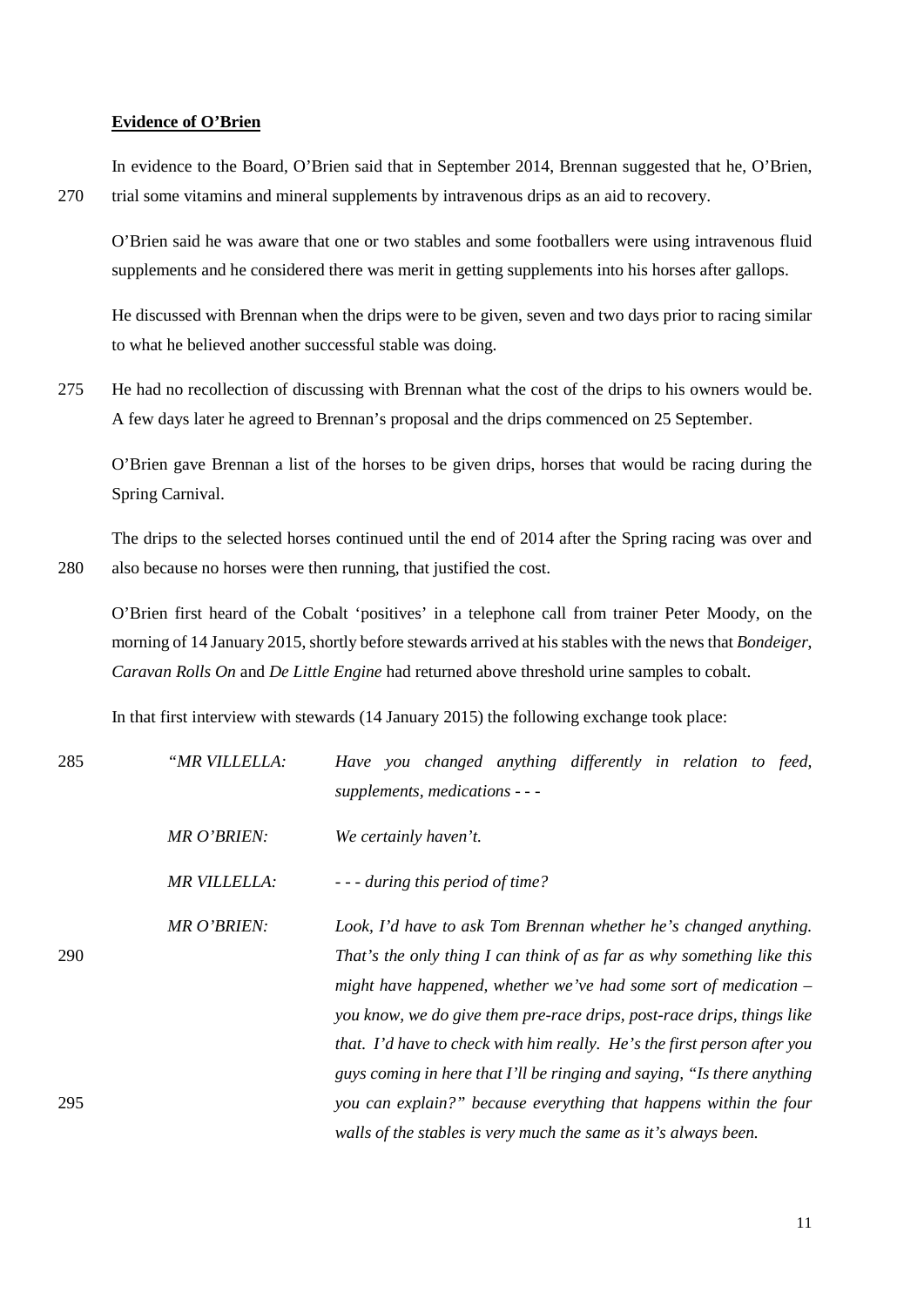**Evidence of O'Brien**

In evidence to the Board, O'Brien said that in September 2014, Brennan suggested that he, O'Brien, trial some vitamins and mineral supplements by intravenous drips as an aid to recovery.

O'Brien said he was aware that one or two stables and some footballers were using intravenous fluid supplements and he considered there was merit in getting supplements into his horses after gallops.

He discussed with Brennan when the drips were to be given, seven and two days prior to racing similar to what he believed another successful stable was doing.

He had no recollection of discussing with Brennan what the cost of the drips to his owners would be. A few days later he agreed to Brennan's proposal and the drips commenced on 25 September.

O'Brien gave Brennan a list of the horses to be given drips, horses that would be racing during the Spring Carnival.

The drips to the selected horses continued until the end of 2014 after the Spring racing was over and also because no horses were then running, that justified the cost.

O'Brien first heard of the Cobalt 'positives' in a telephone call from trainer Peter Moody, on the morning of 14 January 2015, shortly before stewards arrived at his stables with the news that *Bondeiger*, *Caravan Rolls On* and *De Little Engine* had returned above threshold urine samples to cobalt.

In that first interview with stewards (14 January 2015) the following exchange took place:

> *"MR VILLELLA:* *Have you changed anything differently in relation to feed, supplements, medications - - -*
>
> *MR O'BRIEN:* *We certainly haven't.*
>
> *MR VILLELLA:* *- - - during this period of time?*
>
> *MR O'BRIEN:* *Look, I'd have to ask Tom Brennan whether he's changed anything. That's the only thing I can think of as far as why something like this might have happened, whether we've had some sort of medication – you know, we do give them pre-race drips, post-race drips, things like that. I'd have to check with him really. He's the first person after you guys coming in here that I'll be ringing and saying, "Is there anything you can explain?" because everything that happens within the four walls of the stables is very much the same as it's always been.*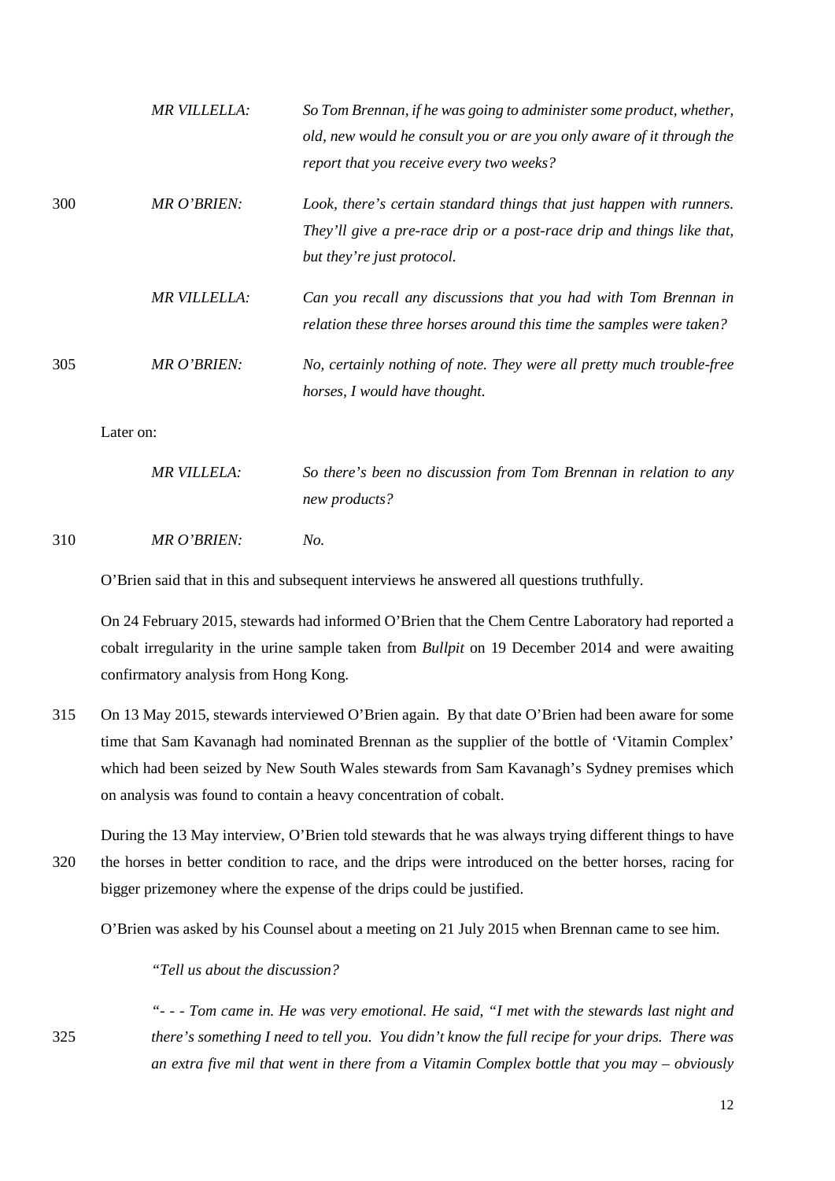| | |
|---|---|
| *MR VILLELLA:* | *So Tom Brennan, if he was going to administer some product, whether, old, new would he consult you or are you only aware of it through the report that you receive every two weeks?* |
| *MR O'BRIEN:* | *Look, there's certain standard things that just happen with runners. They'll give a pre-race drip or a post-race drip and things like that, but they're just protocol.* |
| *MR VILLELLA:* | *Can you recall any discussions that you had with Tom Brennan in relation these three horses around this time the samples were taken?* |
| *MR O'BRIEN:* | *No, certainly nothing of note. They were all pretty much trouble-free horses, I would have thought.* |

Later on:

| | |
|---|---|
| *MR VILLELA:* | *So there's been no discussion from Tom Brennan in relation to any new products?* |
| *MR O'BRIEN:* | *No.* |

O'Brien said that in this and subsequent interviews he answered all questions truthfully.

On 24 February 2015, stewards had informed O'Brien that the Chem Centre Laboratory had reported a cobalt irregularity in the urine sample taken from *Bullpit* on 19 December 2014 and were awaiting confirmatory analysis from Hong Kong.

On 13 May 2015, stewards interviewed O'Brien again. By that date O'Brien had been aware for some time that Sam Kavanagh had nominated Brennan as the supplier of the bottle of 'Vitamin Complex' which had been seized by New South Wales stewards from Sam Kavanagh's Sydney premises which on analysis was found to contain a heavy concentration of cobalt.

During the 13 May interview, O'Brien told stewards that he was always trying different things to have the horses in better condition to race, and the drips were introduced on the better horses, racing for bigger prizemoney where the expense of the drips could be justified.

O'Brien was asked by his Counsel about a meeting on 21 July 2015 when Brennan came to see him.

> *"Tell us about the discussion?*
>
> *"- - - Tom came in. He was very emotional. He said, "I met with the stewards last night and there's something I need to tell you. You didn't know the full recipe for your drips. There was an extra five mil that went in there from a Vitamin Complex bottle that you may – obviously*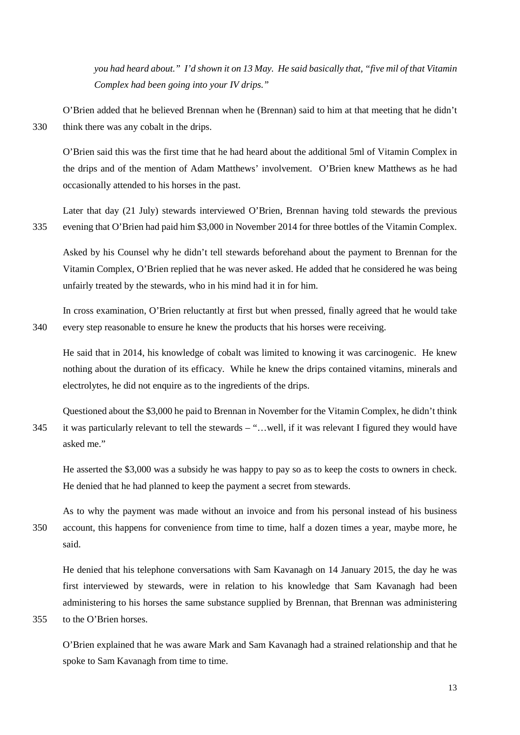*you had heard about." I'd shown it on 13 May. He said basically that, "five mil of that Vitamin Complex had been going into your IV drips."*

O'Brien added that he believed Brennan when he (Brennan) said to him at that meeting that he didn't think there was any cobalt in the drips.

O'Brien said this was the first time that he had heard about the additional 5ml of Vitamin Complex in the drips and of the mention of Adam Matthews' involvement. O'Brien knew Matthews as he had occasionally attended to his horses in the past.

Later that day (21 July) stewards interviewed O'Brien, Brennan having told stewards the previous evening that O'Brien had paid him $3,000 in November 2014 for three bottles of the Vitamin Complex.

Asked by his Counsel why he didn't tell stewards beforehand about the payment to Brennan for the Vitamin Complex, O'Brien replied that he was never asked. He added that he considered he was being unfairly treated by the stewards, who in his mind had it in for him.

In cross examination, O'Brien reluctantly at first but when pressed, finally agreed that he would take every step reasonable to ensure he knew the products that his horses were receiving.

He said that in 2014, his knowledge of cobalt was limited to knowing it was carcinogenic. He knew nothing about the duration of its efficacy. While he knew the drips contained vitamins, minerals and electrolytes, he did not enquire as to the ingredients of the drips.

Questioned about the $3,000 he paid to Brennan in November for the Vitamin Complex, he didn't think it was particularly relevant to tell the stewards – "…well, if it was relevant I figured they would have asked me."

He asserted the $3,000 was a subsidy he was happy to pay so as to keep the costs to owners in check. He denied that he had planned to keep the payment a secret from stewards.

As to why the payment was made without an invoice and from his personal instead of his business account, this happens for convenience from time to time, half a dozen times a year, maybe more, he said.

He denied that his telephone conversations with Sam Kavanagh on 14 January 2015, the day he was first interviewed by stewards, were in relation to his knowledge that Sam Kavanagh had been administering to his horses the same substance supplied by Brennan, that Brennan was administering to the O'Brien horses.

O'Brien explained that he was aware Mark and Sam Kavanagh had a strained relationship and that he spoke to Sam Kavanagh from time to time.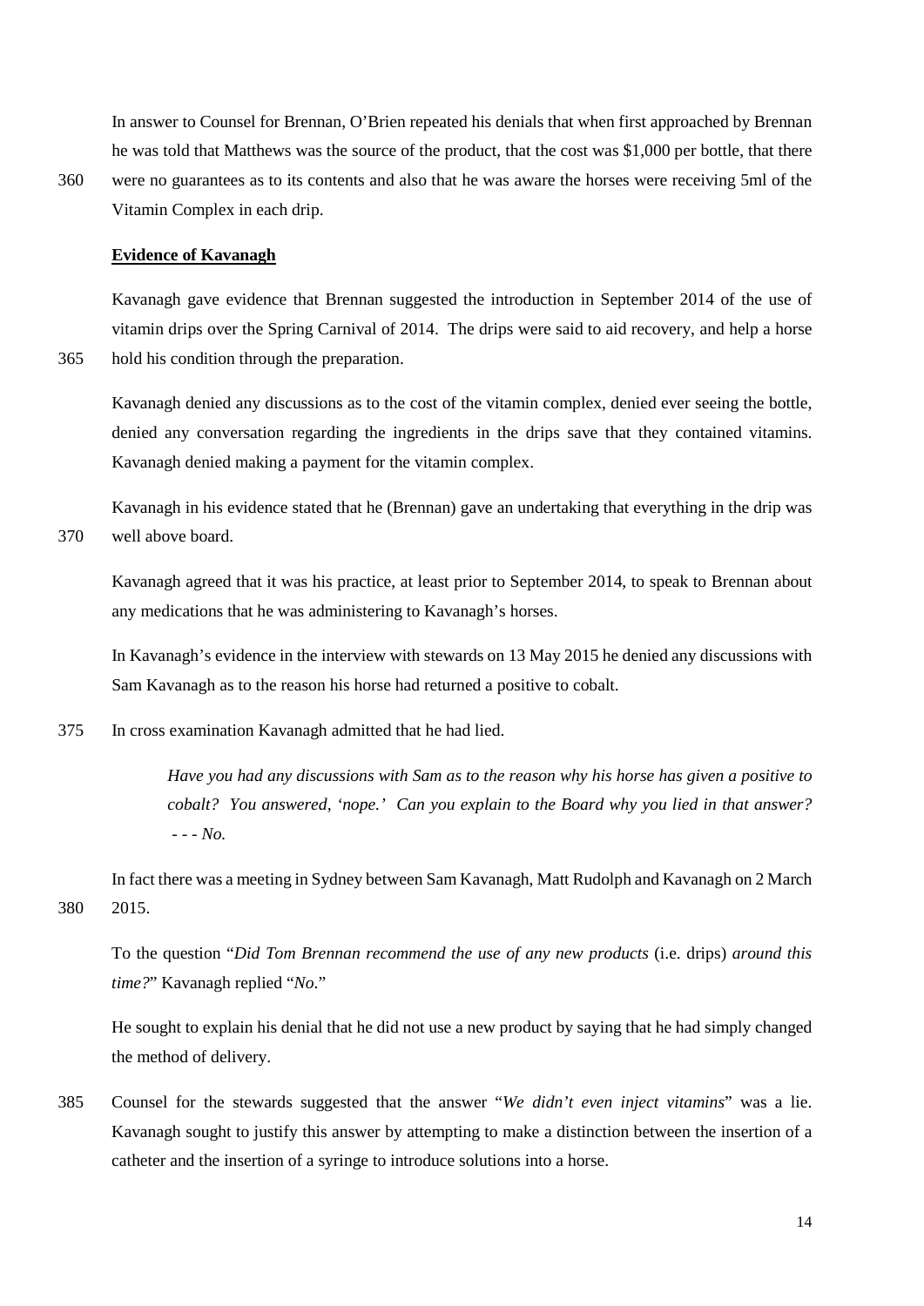In answer to Counsel for Brennan, O'Brien repeated his denials that when first approached by Brennan he was told that Matthews was the source of the product, that the cost was $1,000 per bottle, that there were no guarantees as to its contents and also that he was aware the horses were receiving 5ml of the Vitamin Complex in each drip.

**Evidence of Kavanagh**

Kavanagh gave evidence that Brennan suggested the introduction in September 2014 of the use of vitamin drips over the Spring Carnival of 2014. The drips were said to aid recovery, and help a horse hold his condition through the preparation.

Kavanagh denied any discussions as to the cost of the vitamin complex, denied ever seeing the bottle, denied any conversation regarding the ingredients in the drips save that they contained vitamins. Kavanagh denied making a payment for the vitamin complex.

Kavanagh in his evidence stated that he (Brennan) gave an undertaking that everything in the drip was well above board.

Kavanagh agreed that it was his practice, at least prior to September 2014, to speak to Brennan about any medications that he was administering to Kavanagh's horses.

In Kavanagh's evidence in the interview with stewards on 13 May 2015 he denied any discussions with Sam Kavanagh as to the reason his horse had returned a positive to cobalt.

In cross examination Kavanagh admitted that he had lied.

> *Have you had any discussions with Sam as to the reason why his horse has given a positive to cobalt? You answered, 'nope.' Can you explain to the Board why you lied in that answer? - - - No.*

In fact there was a meeting in Sydney between Sam Kavanagh, Matt Rudolph and Kavanagh on 2 March 2015.

To the question "*Did Tom Brennan recommend the use of any new products* (i.e. drips) *around this time?*" Kavanagh replied "*No*."

He sought to explain his denial that he did not use a new product by saying that he had simply changed the method of delivery.

Counsel for the stewards suggested that the answer "*We didn't even inject vitamins*" was a lie. Kavanagh sought to justify this answer by attempting to make a distinction between the insertion of a catheter and the insertion of a syringe to introduce solutions into a horse.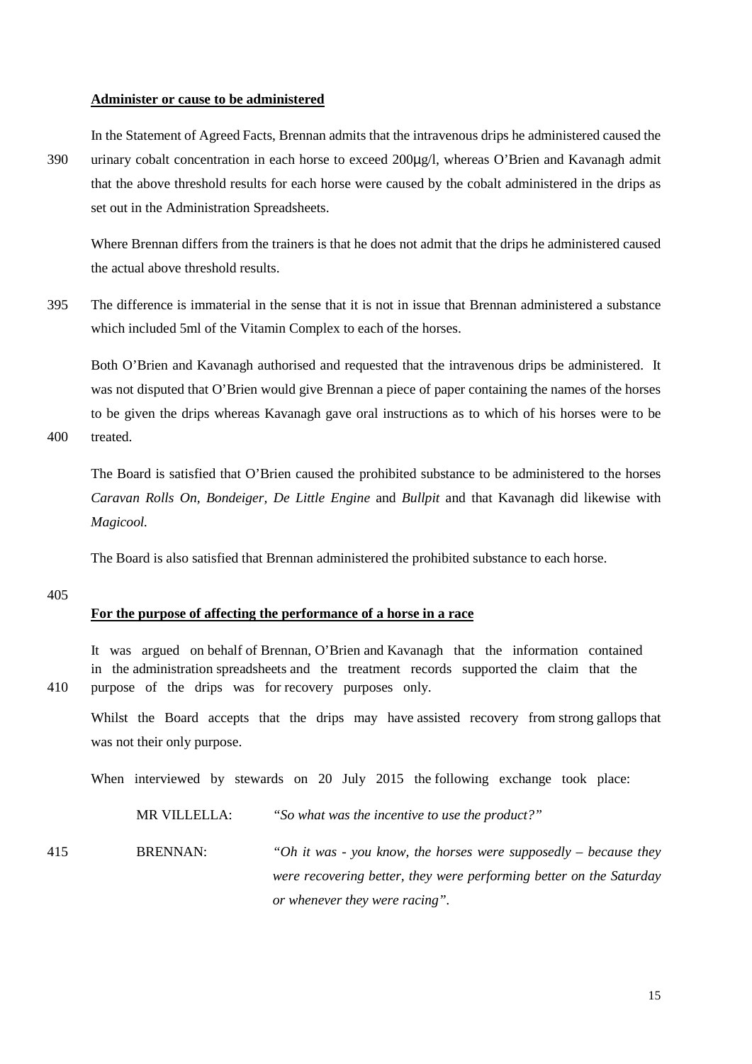**Administer or cause to be administered**

In the Statement of Agreed Facts, Brennan admits that the intravenous drips he administered caused the urinary cobalt concentration in each horse to exceed 200µg/l, whereas O'Brien and Kavanagh admit that the above threshold results for each horse were caused by the cobalt administered in the drips as set out in the Administration Spreadsheets.

Where Brennan differs from the trainers is that he does not admit that the drips he administered caused the actual above threshold results.

The difference is immaterial in the sense that it is not in issue that Brennan administered a substance which included 5ml of the Vitamin Complex to each of the horses.

Both O'Brien and Kavanagh authorised and requested that the intravenous drips be administered. It was not disputed that O'Brien would give Brennan a piece of paper containing the names of the horses to be given the drips whereas Kavanagh gave oral instructions as to which of his horses were to be treated.

The Board is satisfied that O'Brien caused the prohibited substance to be administered to the horses *Caravan Rolls On, Bondeiger, De Little Engine* and *Bullpit* and that Kavanagh did likewise with *Magicool.*

The Board is also satisfied that Brennan administered the prohibited substance to each horse.

**For the purpose of affecting the performance of a horse in a race**

It was argued on behalf of Brennan, O'Brien and Kavanagh that the information contained in the administration spreadsheets and the treatment records supported the claim that the purpose of the drips was for recovery purposes only.

Whilst the Board accepts that the drips may have assisted recovery from strong gallops that was not their only purpose.

When interviewed by stewards on 20 July 2015 the following exchange took place:

> MR VILLELLA: *"So what was the incentive to use the product?"*
>
> BRENNAN: *"Oh it was - you know, the horses were supposedly – because they were recovering better, they were performing better on the Saturday or whenever they were racing".*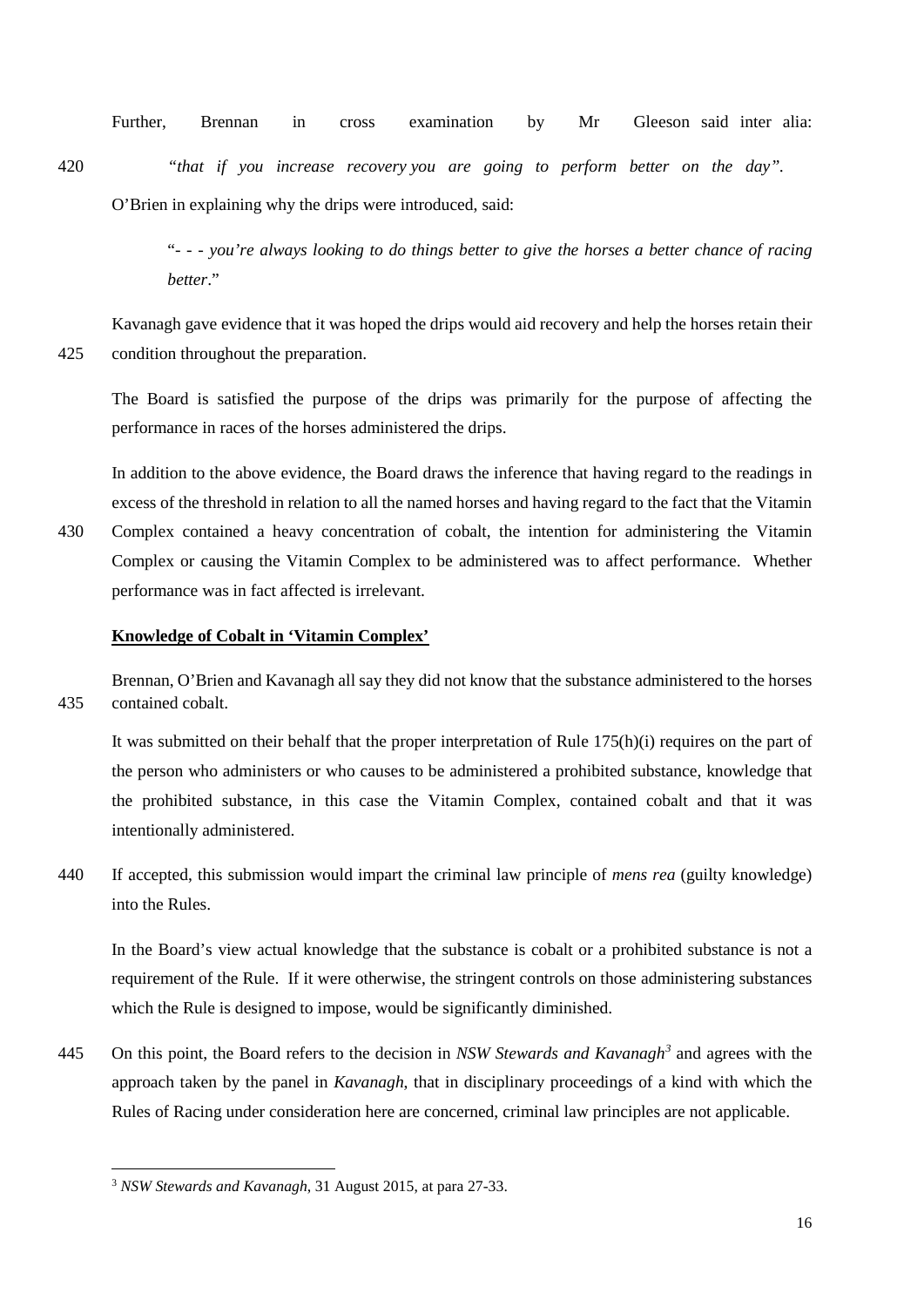Further, Brennan in cross examination by Mr Gleeson said inter alia:

> *"that if you increase recovery you are going to perform better on the day".*

O'Brien in explaining why the drips were introduced, said:

> "- - - *you're always looking to do things better to give the horses a better chance of racing better*."

Kavanagh gave evidence that it was hoped the drips would aid recovery and help the horses retain their condition throughout the preparation.

The Board is satisfied the purpose of the drips was primarily for the purpose of affecting the performance in races of the horses administered the drips.

In addition to the above evidence, the Board draws the inference that having regard to the readings in excess of the threshold in relation to all the named horses and having regard to the fact that the Vitamin Complex contained a heavy concentration of cobalt, the intention for administering the Vitamin Complex or causing the Vitamin Complex to be administered was to affect performance. Whether performance was in fact affected is irrelevant.

**Knowledge of Cobalt in 'Vitamin Complex'**

Brennan, O'Brien and Kavanagh all say they did not know that the substance administered to the horses contained cobalt.

It was submitted on their behalf that the proper interpretation of Rule 175(h)(i) requires on the part of the person who administers or who causes to be administered a prohibited substance, knowledge that the prohibited substance, in this case the Vitamin Complex, contained cobalt and that it was intentionally administered.

If accepted, this submission would impart the criminal law principle of *mens rea* (guilty knowledge) into the Rules.

In the Board's view actual knowledge that the substance is cobalt or a prohibited substance is not a requirement of the Rule. If it were otherwise, the stringent controls on those administering substances which the Rule is designed to impose, would be significantly diminished.

On this point, the Board refers to the decision in *NSW Stewards and Kavanagh*[3] and agrees with the approach taken by the panel in *Kavanagh*, that in disciplinary proceedings of a kind with which the Rules of Racing under consideration here are concerned, criminal law principles are not applicable.

---

[3] *NSW Stewards and Kavanagh*, 31 August 2015, at para 27-33.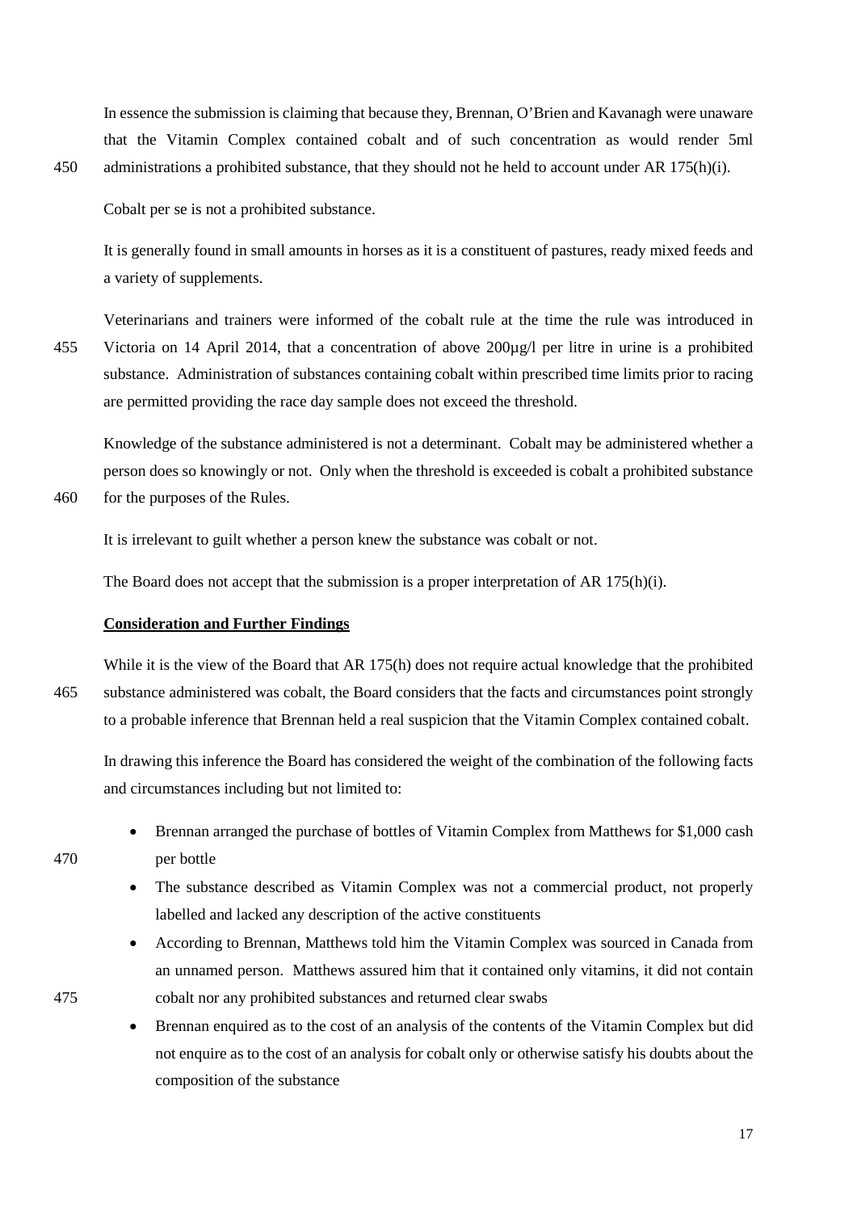In essence the submission is claiming that because they, Brennan, O'Brien and Kavanagh were unaware that the Vitamin Complex contained cobalt and of such concentration as would render 5ml administrations a prohibited substance, that they should not he held to account under AR 175(h)(i).

Cobalt per se is not a prohibited substance.

It is generally found in small amounts in horses as it is a constituent of pastures, ready mixed feeds and a variety of supplements.

Veterinarians and trainers were informed of the cobalt rule at the time the rule was introduced in Victoria on 14 April 2014, that a concentration of above 200µg/l per litre in urine is a prohibited substance. Administration of substances containing cobalt within prescribed time limits prior to racing are permitted providing the race day sample does not exceed the threshold.

Knowledge of the substance administered is not a determinant. Cobalt may be administered whether a person does so knowingly or not. Only when the threshold is exceeded is cobalt a prohibited substance for the purposes of the Rules.

It is irrelevant to guilt whether a person knew the substance was cobalt or not.

The Board does not accept that the submission is a proper interpretation of AR 175(h)(i).

**Consideration and Further Findings**

While it is the view of the Board that AR 175(h) does not require actual knowledge that the prohibited substance administered was cobalt, the Board considers that the facts and circumstances point strongly to a probable inference that Brennan held a real suspicion that the Vitamin Complex contained cobalt.

In drawing this inference the Board has considered the weight of the combination of the following facts and circumstances including but not limited to:

- Brennan arranged the purchase of bottles of Vitamin Complex from Matthews for $1,000 cash per bottle
- The substance described as Vitamin Complex was not a commercial product, not properly labelled and lacked any description of the active constituents
- According to Brennan, Matthews told him the Vitamin Complex was sourced in Canada from an unnamed person. Matthews assured him that it contained only vitamins, it did not contain cobalt nor any prohibited substances and returned clear swabs
- Brennan enquired as to the cost of an analysis of the contents of the Vitamin Complex but did not enquire as to the cost of an analysis for cobalt only or otherwise satisfy his doubts about the composition of the substance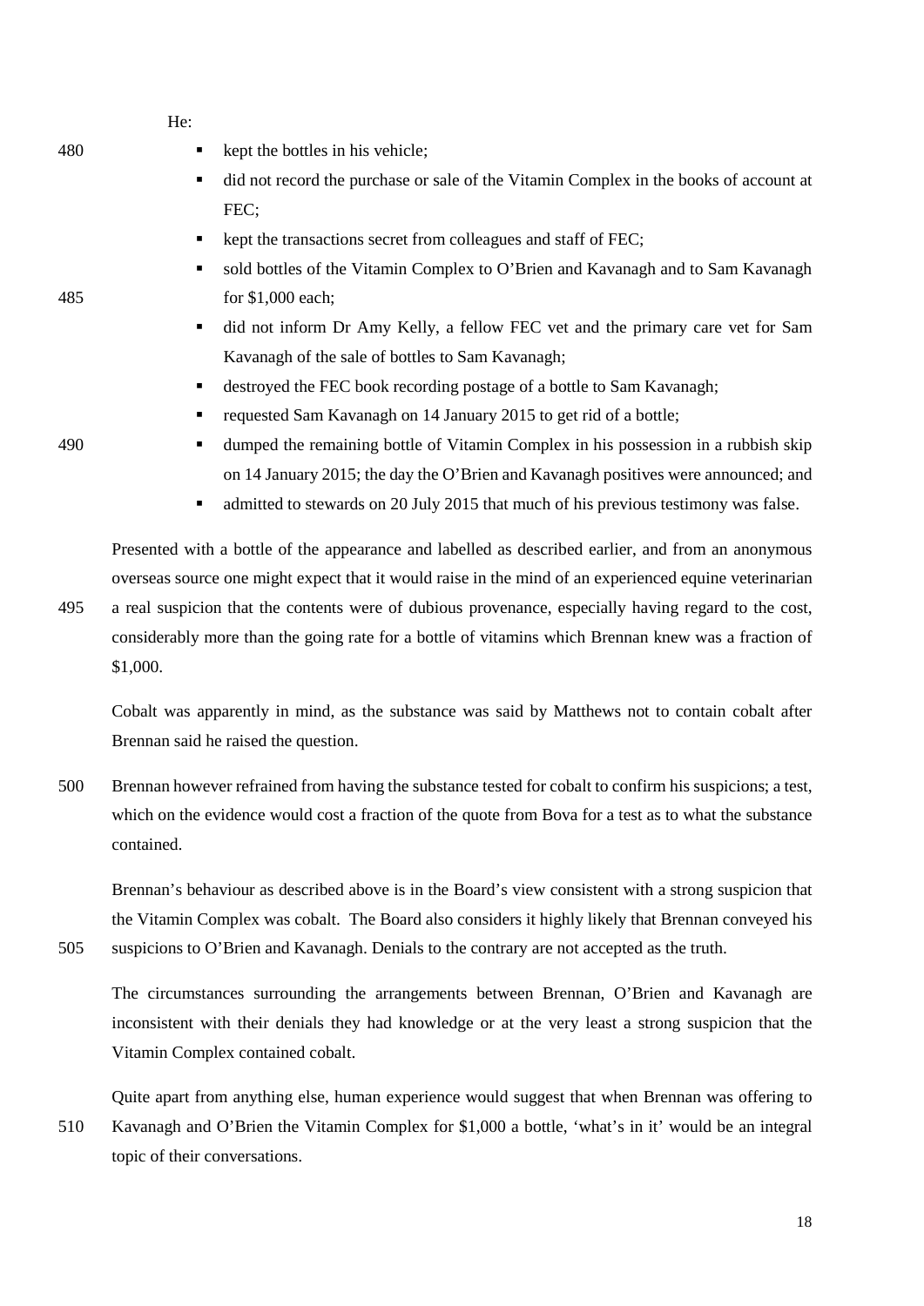He:

- kept the bottles in his vehicle;
- did not record the purchase or sale of the Vitamin Complex in the books of account at FEC;
- kept the transactions secret from colleagues and staff of FEC;
- sold bottles of the Vitamin Complex to O'Brien and Kavanagh and to Sam Kavanagh for $1,000 each;
- did not inform Dr Amy Kelly, a fellow FEC vet and the primary care vet for Sam Kavanagh of the sale of bottles to Sam Kavanagh;
- destroyed the FEC book recording postage of a bottle to Sam Kavanagh;
- requested Sam Kavanagh on 14 January 2015 to get rid of a bottle;
- dumped the remaining bottle of Vitamin Complex in his possession in a rubbish skip on 14 January 2015; the day the O'Brien and Kavanagh positives were announced; and
- admitted to stewards on 20 July 2015 that much of his previous testimony was false.

Presented with a bottle of the appearance and labelled as described earlier, and from an anonymous overseas source one might expect that it would raise in the mind of an experienced equine veterinarian a real suspicion that the contents were of dubious provenance, especially having regard to the cost, considerably more than the going rate for a bottle of vitamins which Brennan knew was a fraction of $1,000.

Cobalt was apparently in mind, as the substance was said by Matthews not to contain cobalt after Brennan said he raised the question.

Brennan however refrained from having the substance tested for cobalt to confirm his suspicions; a test, which on the evidence would cost a fraction of the quote from Bova for a test as to what the substance contained.

Brennan's behaviour as described above is in the Board's view consistent with a strong suspicion that the Vitamin Complex was cobalt. The Board also considers it highly likely that Brennan conveyed his suspicions to O'Brien and Kavanagh. Denials to the contrary are not accepted as the truth.

The circumstances surrounding the arrangements between Brennan, O'Brien and Kavanagh are inconsistent with their denials they had knowledge or at the very least a strong suspicion that the Vitamin Complex contained cobalt.

Quite apart from anything else, human experience would suggest that when Brennan was offering to Kavanagh and O'Brien the Vitamin Complex for $1,000 a bottle, 'what's in it' would be an integral topic of their conversations.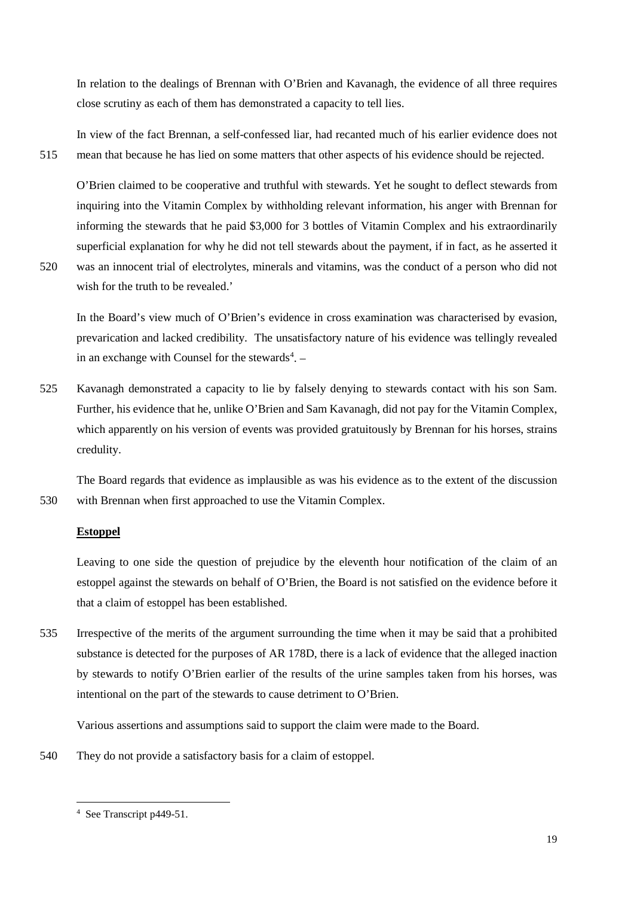In relation to the dealings of Brennan with O'Brien and Kavanagh, the evidence of all three requires close scrutiny as each of them has demonstrated a capacity to tell lies.

In view of the fact Brennan, a self-confessed liar, had recanted much of his earlier evidence does not mean that because he has lied on some matters that other aspects of his evidence should be rejected.

O'Brien claimed to be cooperative and truthful with stewards. Yet he sought to deflect stewards from inquiring into the Vitamin Complex by withholding relevant information, his anger with Brennan for informing the stewards that he paid $3,000 for 3 bottles of Vitamin Complex and his extraordinarily superficial explanation for why he did not tell stewards about the payment, if in fact, as he asserted it was an innocent trial of electrolytes, minerals and vitamins, was the conduct of a person who did not wish for the truth to be revealed.'

In the Board's view much of O'Brien's evidence in cross examination was characterised by evasion, prevarication and lacked credibility. The unsatisfactory nature of his evidence was tellingly revealed in an exchange with Counsel for the stewards[4]. –

Kavanagh demonstrated a capacity to lie by falsely denying to stewards contact with his son Sam. Further, his evidence that he, unlike O'Brien and Sam Kavanagh, did not pay for the Vitamin Complex, which apparently on his version of events was provided gratuitously by Brennan for his horses, strains credulity.

The Board regards that evidence as implausible as was his evidence as to the extent of the discussion with Brennan when first approached to use the Vitamin Complex.

**Estoppel**

Leaving to one side the question of prejudice by the eleventh hour notification of the claim of an estoppel against the stewards on behalf of O'Brien, the Board is not satisfied on the evidence before it that a claim of estoppel has been established.

Irrespective of the merits of the argument surrounding the time when it may be said that a prohibited substance is detected for the purposes of AR 178D, there is a lack of evidence that the alleged inaction by stewards to notify O'Brien earlier of the results of the urine samples taken from his horses, was intentional on the part of the stewards to cause detriment to O'Brien.

Various assertions and assumptions said to support the claim were made to the Board.

They do not provide a satisfactory basis for a claim of estoppel.

---

[4] See Transcript p449-51.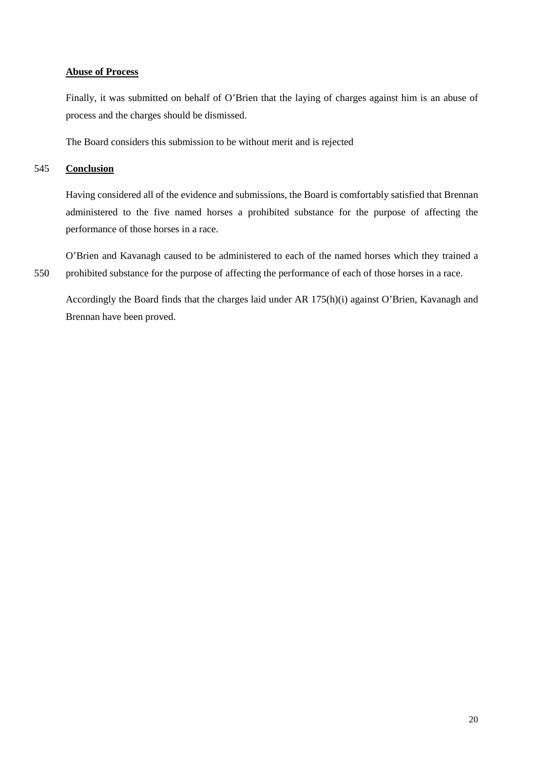**Abuse of Process**

Finally, it was submitted on behalf of O'Brien that the laying of charges against him is an abuse of process and the charges should be dismissed.

The Board considers this submission to be without merit and is rejected

**Conclusion**

Having considered all of the evidence and submissions, the Board is comfortably satisfied that Brennan administered to the five named horses a prohibited substance for the purpose of affecting the performance of those horses in a race.

O'Brien and Kavanagh caused to be administered to each of the named horses which they trained a prohibited substance for the purpose of affecting the performance of each of those horses in a race.

Accordingly the Board finds that the charges laid under AR 175(h)(i) against O'Brien, Kavanagh and Brennan have been proved.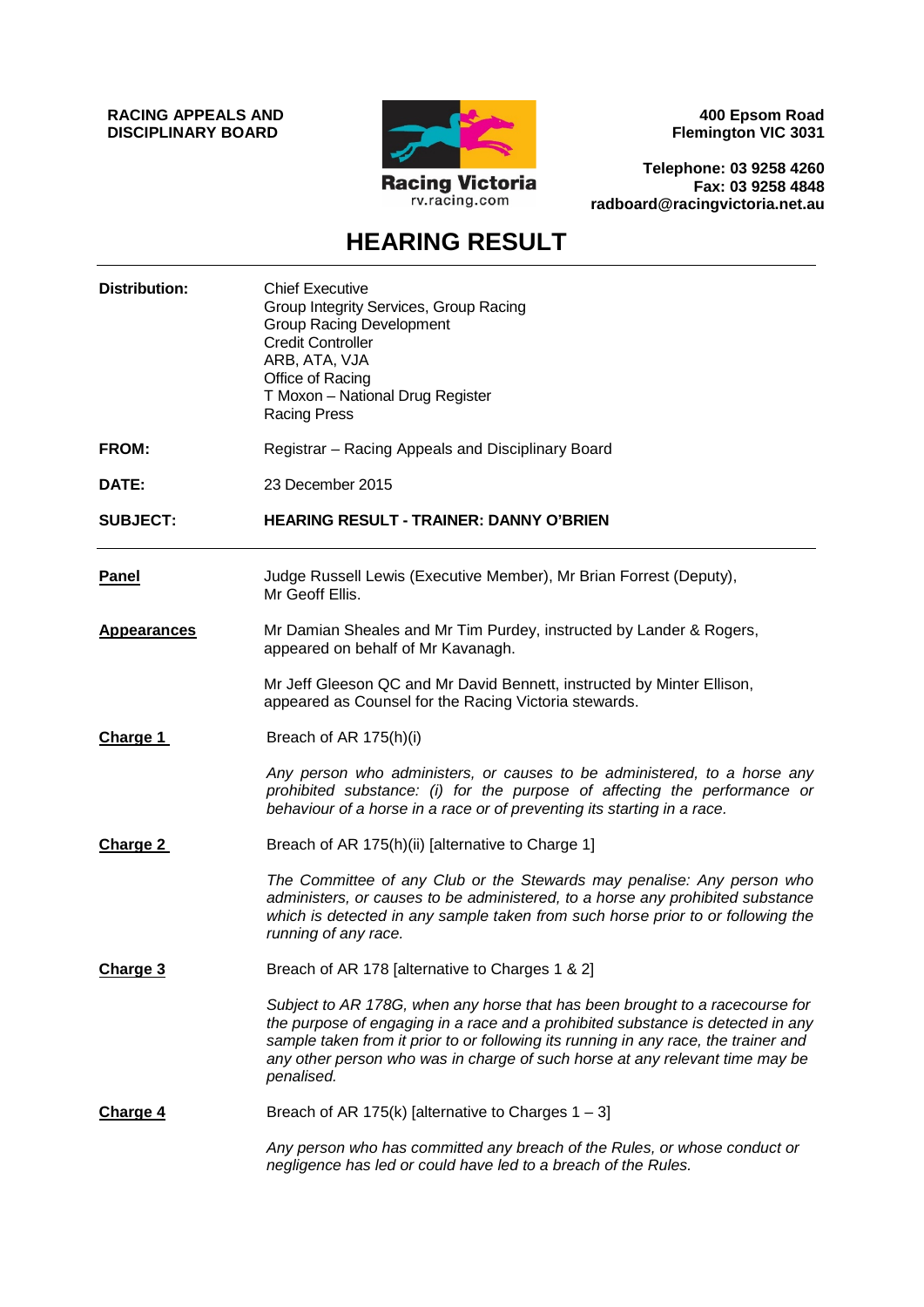**RACING APPEALS AND DISCIPLINARY BOARD**

**400 Epsom Road**
**Flemington VIC 3031**

**Telephone: 03 9258 4260**
**Fax: 03 9258 4848**
**radboard@racingvictoria.net.au**

Racing Victoria
rv.racing.com

# HEARING RESULT

| | |
|---|---|
| **Distribution:** | Chief Executive<br>Group Integrity Services, Group Racing<br>Group Racing Development<br>Credit Controller<br>ARB, ATA, VJA<br>Office of Racing<br>T Moxon – National Drug Register<br>Racing Press |
| **FROM:** | Registrar – Racing Appeals and Disciplinary Board |
| **DATE:** | 23 December 2015 |
| **SUBJECT:** | **HEARING RESULT - TRAINER: DANNY O'BRIEN** |

**Panel**

Judge Russell Lewis (Executive Member), Mr Brian Forrest (Deputy), Mr Geoff Ellis.

**Appearances**

Mr Damian Sheales and Mr Tim Purdey, instructed by Lander & Rogers, appeared on behalf of Mr Kavanagh.

Mr Jeff Gleeson QC and Mr David Bennett, instructed by Minter Ellison, appeared as Counsel for the Racing Victoria stewards.

**Charge 1**

Breach of AR 175(h)(i)

*Any person who administers, or causes to be administered, to a horse any prohibited substance: (i) for the purpose of affecting the performance or behaviour of a horse in a race or of preventing its starting in a race.*

**Charge 2**

Breach of AR 175(h)(ii) [alternative to Charge 1]

*The Committee of any Club or the Stewards may penalise: Any person who administers, or causes to be administered, to a horse any prohibited substance which is detected in any sample taken from such horse prior to or following the running of any race.*

**Charge 3**

Breach of AR 178 [alternative to Charges 1 & 2]

*Subject to AR 178G, when any horse that has been brought to a racecourse for the purpose of engaging in a race and a prohibited substance is detected in any sample taken from it prior to or following its running in any race, the trainer and any other person who was in charge of such horse at any relevant time may be penalised.*

**Charge 4**

Breach of AR 175(k) [alternative to Charges 1 – 3]

*Any person who has committed any breach of the Rules, or whose conduct or negligence has led or could have led to a breach of the Rules.*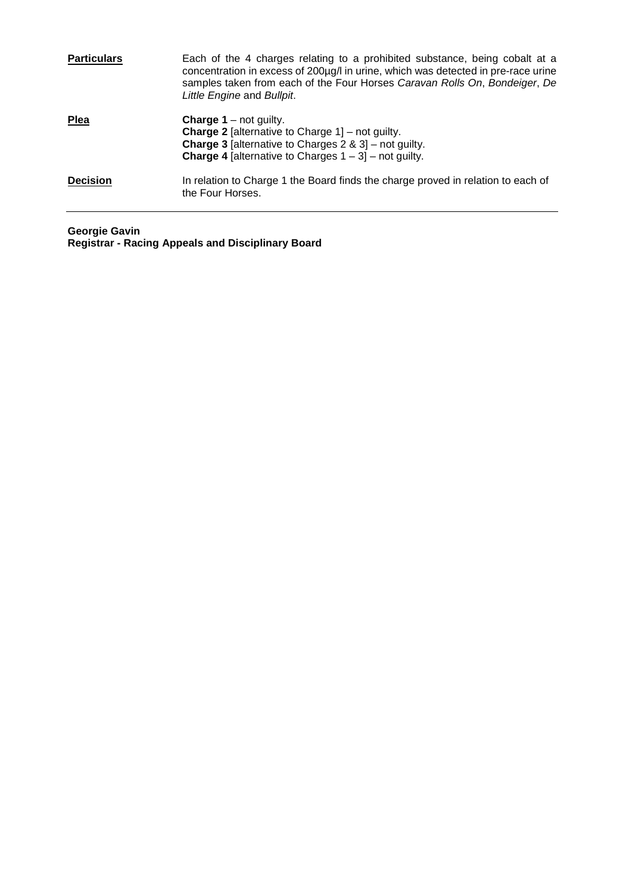| | |
|---|---|
| **Particulars** | Each of the 4 charges relating to a prohibited substance, being cobalt at a concentration in excess of 200µg/l in urine, which was detected in pre-race urine samples taken from each of the Four Horses *Caravan Rolls On*, *Bondeiger*, *De Little Engine* and *Bullpit*. |
| **Plea** | **Charge 1** – not guilty.<br>**Charge 2** [alternative to Charge 1] – not guilty.<br>**Charge 3** [alternative to Charges 2 & 3] – not guilty.<br>**Charge 4** [alternative to Charges 1 – 3] – not guilty. |
| **Decision** | In relation to Charge 1 the Board finds the charge proved in relation to each of the Four Horses. |

**Georgie Gavin**
**Registrar - Racing Appeals and Disciplinary Board**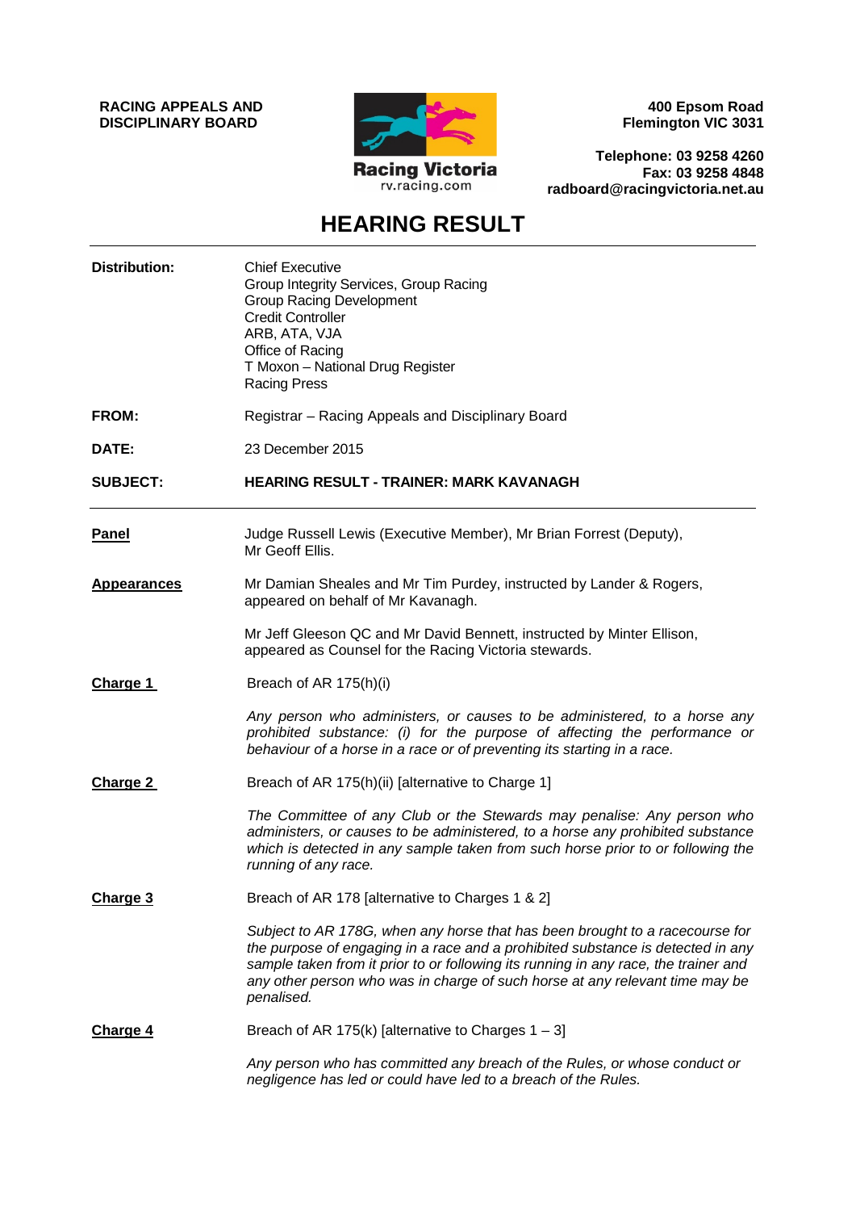**RACING APPEALS AND DISCIPLINARY BOARD**

**400 Epsom Road**
**Flemington VIC 3031**

**Telephone: 03 9258 4260**
**Fax: 03 9258 4848**
**radboard@racingvictoria.net.au**

# HEARING RESULT

---

| | |
|---|---|
| **Distribution:** | Chief Executive<br>Group Integrity Services, Group Racing<br>Group Racing Development<br>Credit Controller<br>ARB, ATA, VJA<br>Office of Racing<br>T Moxon – National Drug Register<br>Racing Press |
| **FROM:** | Registrar – Racing Appeals and Disciplinary Board |
| **DATE:** | 23 December 2015 |
| **SUBJECT:** | **HEARING RESULT - TRAINER: MARK KAVANAGH** |

---

**Panel**

Judge Russell Lewis (Executive Member), Mr Brian Forrest (Deputy), Mr Geoff Ellis.

**Appearances**

Mr Damian Sheales and Mr Tim Purdey, instructed by Lander & Rogers, appeared on behalf of Mr Kavanagh.

Mr Jeff Gleeson QC and Mr David Bennett, instructed by Minter Ellison, appeared as Counsel for the Racing Victoria stewards.

**Charge 1**

Breach of AR 175(h)(i)

*Any person who administers, or causes to be administered, to a horse any prohibited substance: (i) for the purpose of affecting the performance or behaviour of a horse in a race or of preventing its starting in a race.*

**Charge 2**

Breach of AR 175(h)(ii) [alternative to Charge 1]

*The Committee of any Club or the Stewards may penalise: Any person who administers, or causes to be administered, to a horse any prohibited substance which is detected in any sample taken from such horse prior to or following the running of any race.*

**Charge 3**

Breach of AR 178 [alternative to Charges 1 & 2]

*Subject to AR 178G, when any horse that has been brought to a racecourse for the purpose of engaging in a race and a prohibited substance is detected in any sample taken from it prior to or following its running in any race, the trainer and any other person who was in charge of such horse at any relevant time may be penalised.*

**Charge 4**

Breach of AR 175(k) [alternative to Charges 1 – 3]

*Any person who has committed any breach of the Rules, or whose conduct or negligence has led or could have led to a breach of the Rules.*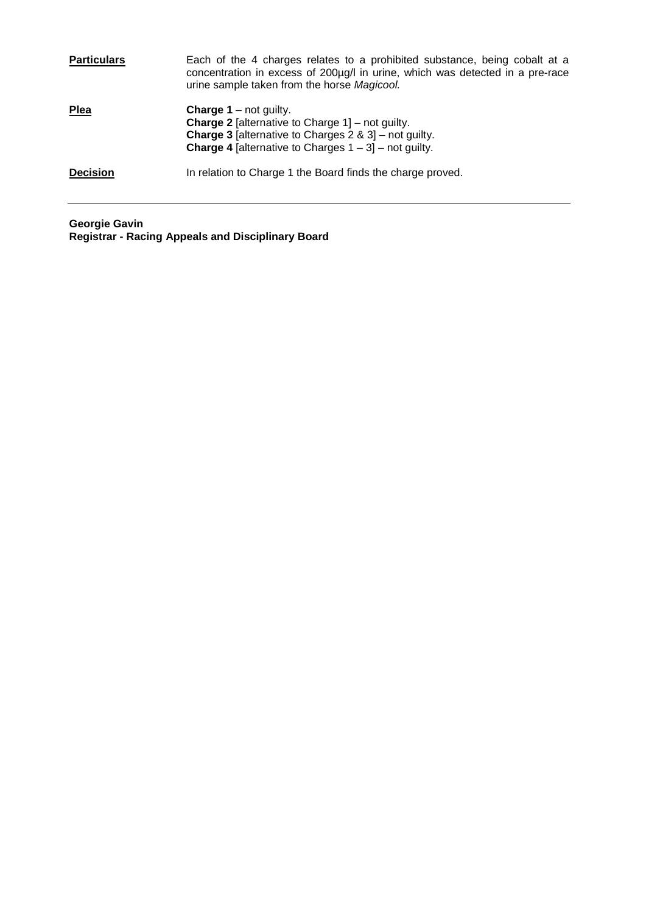| | |
|---|---|
| **Particulars** | Each of the 4 charges relates to a prohibited substance, being cobalt at a concentration in excess of 200µg/l in urine, which was detected in a pre-race urine sample taken from the horse *Magicool.* |
| **Plea** | **Charge 1** – not guilty.<br>**Charge 2** [alternative to Charge 1] – not guilty.<br>**Charge 3** [alternative to Charges 2 & 3] – not guilty.<br>**Charge 4** [alternative to Charges 1 – 3] – not guilty. |
| **Decision** | In relation to Charge 1 the Board finds the charge proved. |

---

**Georgie Gavin**
**Registrar - Racing Appeals and Disciplinary Board**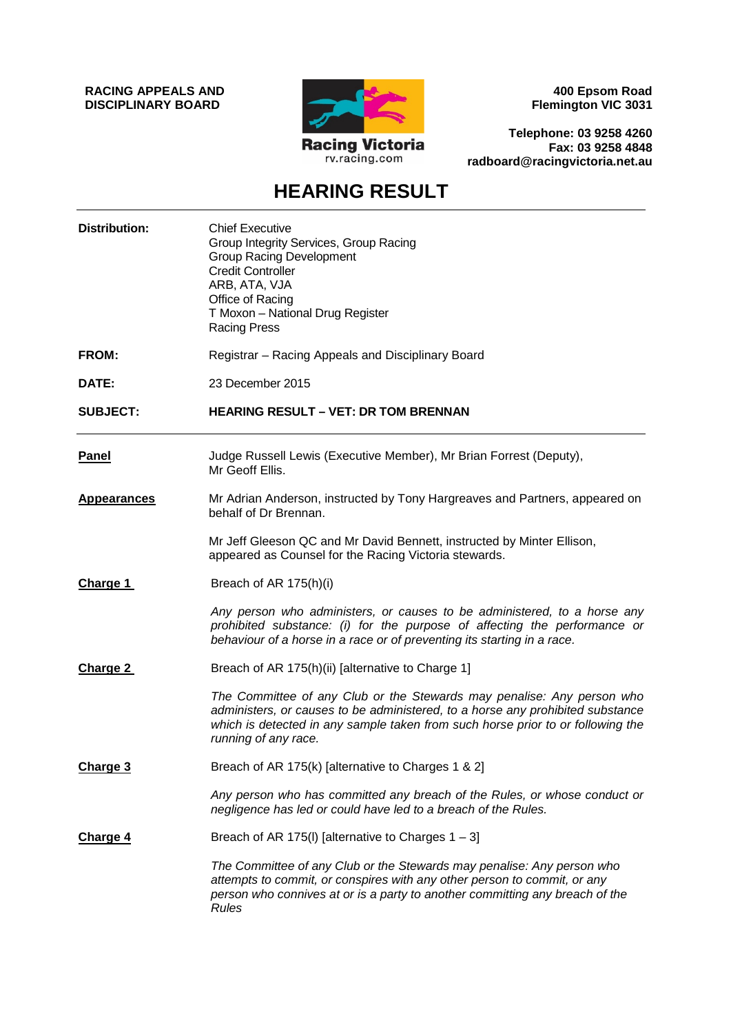**RACING APPEALS AND DISCIPLINARY BOARD**

**400 Epsom Road**
**Flemington VIC 3031**

**Telephone: 03 9258 4260**
**Fax: 03 9258 4848**
**radboard@racingvictoria.net.au**

# HEARING RESULT

| | |
|---|---|
| **Distribution:** | Chief Executive<br>Group Integrity Services, Group Racing<br>Group Racing Development<br>Credit Controller<br>ARB, ATA, VJA<br>Office of Racing<br>T Moxon – National Drug Register<br>Racing Press |
| **FROM:** | Registrar – Racing Appeals and Disciplinary Board |
| **DATE:** | 23 December 2015 |
| **SUBJECT:** | **HEARING RESULT – VET: DR TOM BRENNAN** |

**Panel**

Judge Russell Lewis (Executive Member), Mr Brian Forrest (Deputy), Mr Geoff Ellis.

**Appearances**

Mr Adrian Anderson, instructed by Tony Hargreaves and Partners, appeared on behalf of Dr Brennan.

Mr Jeff Gleeson QC and Mr David Bennett, instructed by Minter Ellison, appeared as Counsel for the Racing Victoria stewards.

**Charge 1**

Breach of AR 175(h)(i)

*Any person who administers, or causes to be administered, to a horse any prohibited substance: (i) for the purpose of affecting the performance or behaviour of a horse in a race or of preventing its starting in a race.*

**Charge 2**

Breach of AR 175(h)(ii) [alternative to Charge 1]

*The Committee of any Club or the Stewards may penalise: Any person who administers, or causes to be administered, to a horse any prohibited substance which is detected in any sample taken from such horse prior to or following the running of any race.*

**Charge 3**

Breach of AR 175(k) [alternative to Charges 1 & 2]

*Any person who has committed any breach of the Rules, or whose conduct or negligence has led or could have led to a breach of the Rules.*

**Charge 4**

Breach of AR 175(l) [alternative to Charges 1 – 3]

*The Committee of any Club or the Stewards may penalise: Any person who attempts to commit, or conspires with any other person to commit, or any person who connives at or is a party to another committing any breach of the Rules*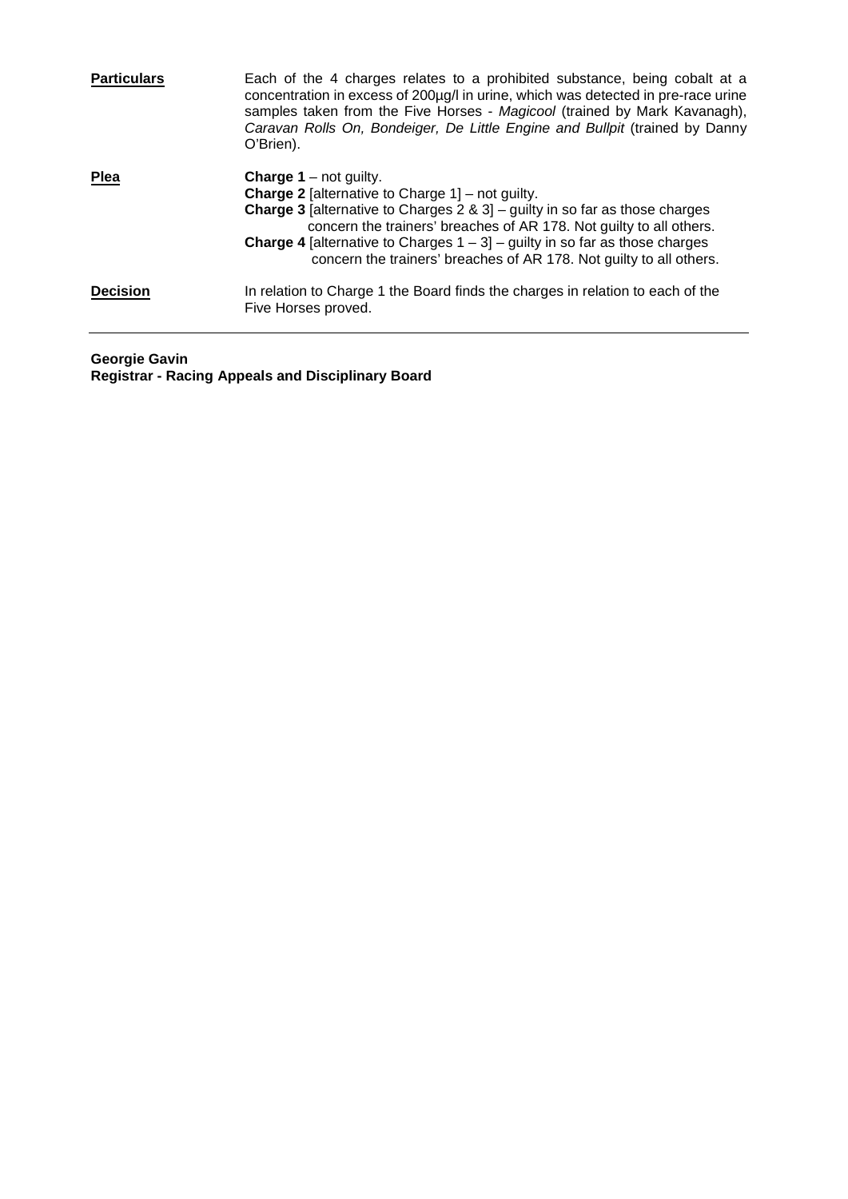| | |
|---|---|
| **Particulars** | Each of the 4 charges relates to a prohibited substance, being cobalt at a concentration in excess of 200µg/l in urine, which was detected in pre-race urine samples taken from the Five Horses - *Magicool* (trained by Mark Kavanagh), *Caravan Rolls On, Bondeiger, De Little Engine and Bullpit* (trained by Danny O'Brien). |
| **Plea** | **Charge 1** – not guilty.<br>**Charge 2** [alternative to Charge 1] – not guilty.<br>**Charge 3** [alternative to Charges 2 & 3] – guilty in so far as those charges concern the trainers' breaches of AR 178. Not guilty to all others.<br>**Charge 4** [alternative to Charges 1 – 3] – guilty in so far as those charges concern the trainers' breaches of AR 178. Not guilty to all others. |
| **Decision** | In relation to Charge 1 the Board finds the charges in relation to each of the Five Horses proved. |

**Georgie Gavin**
**Registrar - Racing Appeals and Disciplinary Board**